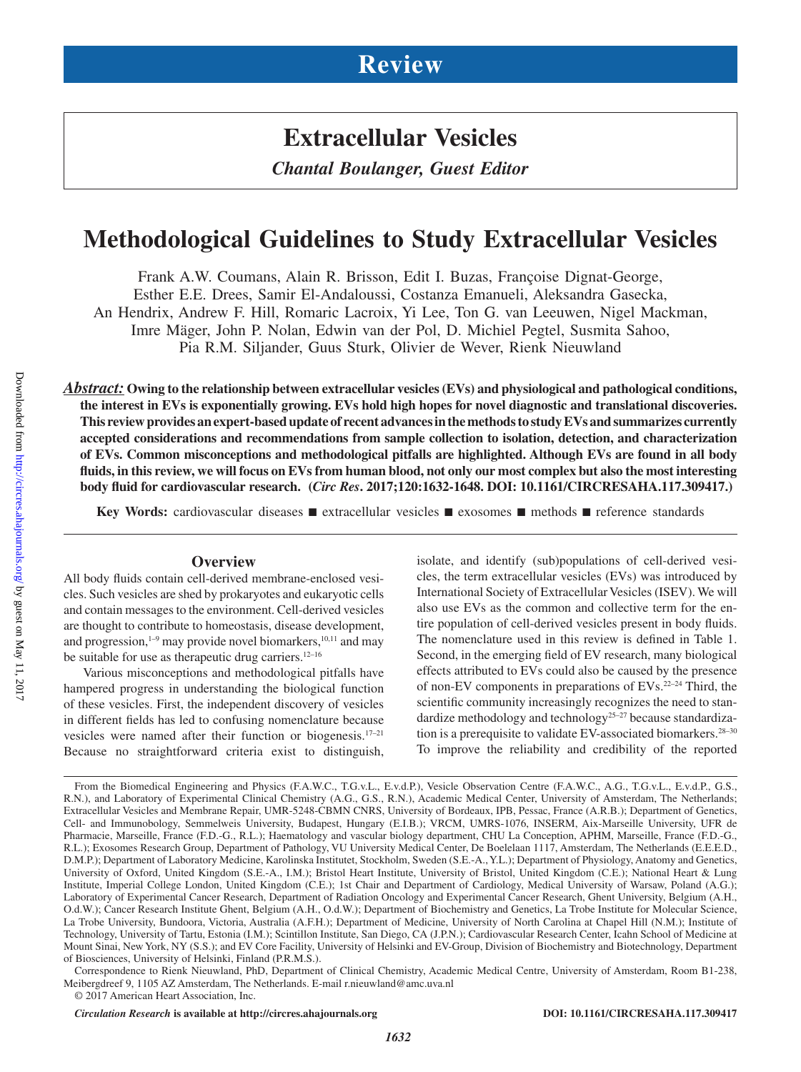# Review

## Extracellular Vesicles

*Chantal Boulanger, Guest Editor*

# Methodological Guidelines to Study Extracellular Vesicles

Frank A.W. Coumans, Alain R. Brisson, Edit I. Buzas, Françoise Dignat-George, Esther E.E. Drees, Samir El-Andaloussi, Costanza Emanueli, Aleksandra Gasecka, An Hendrix, Andrew F. Hill, Romaric Lacroix, Yi Lee, Ton G. van Leeuwen, Nigel Mackman, Imre Mäger, John P. Nolan, Edwin van der Pol, D. Michiel Pegtel, Susmita Sahoo, Pia R.M. Siljander, Guus Sturk, Olivier de Wever, Rienk Nieuwland

***Abstract:*** **Owing to the relationship between extracellular vesicles (EVs) and physiological and pathological conditions, the interest in EVs is exponentially growing. EVs hold high hopes for novel diagnostic and translational discoveries. This review provides an expert-based update of recent advances in the methods to study EVs and summarizes currently accepted considerations and recommendations from sample collection to isolation, detection, and characterization of EVs. Common misconceptions and methodological pitfalls are highlighted. Although EVs are found in all body fluids, in this review, we will focus on EVs from human blood, not only our most complex but also the most interesting body fluid for cardiovascular research. (*Circ Res*. 2017;120:1632-1648. DOI: 10.1161/CIRCRESAHA.117.309417.)**

**Key Words:** cardiovascular diseases ■ extracellular vesicles ■ exosomes ■ methods ■ reference standards

## Overview

All body fluids contain cell-derived membrane-enclosed vesicles. Such vesicles are shed by prokaryotes and eukaryotic cells and contain messages to the environment. Cell-derived vesicles are thought to contribute to homeostasis, disease development, and progression,[1–9] may provide novel biomarkers,[10,11] and may be suitable for use as therapeutic drug carriers.[12–16]

Various misconceptions and methodological pitfalls have hampered progress in understanding the biological function of these vesicles. First, the independent discovery of vesicles in different fields has led to confusing nomenclature because vesicles were named after their function or biogenesis.[17–21] Because no straightforward criteria exist to distinguish, isolate, and identify (sub)populations of cell-derived vesicles, the term extracellular vesicles (EVs) was introduced by International Society of Extracellular Vesicles (ISEV). We will also use EVs as the common and collective term for the entire population of cell-derived vesicles present in body fluids. The nomenclature used in this review is defined in Table 1. Second, in the emerging field of EV research, many biological effects attributed to EVs could also be caused by the presence of non-EV components in preparations of EVs.[22–24] Third, the scientific community increasingly recognizes the need to standardize methodology and technology[25–27] because standardization is a prerequisite to validate EV-associated biomarkers.[28–30] To improve the reliability and credibility of the reported

From the Biomedical Engineering and Physics (F.A.W.C., T.G.v.L., E.v.d.P.), Vesicle Observation Centre (F.A.W.C., A.G., T.G.v.L., E.v.d.P., G.S., R.N.), and Laboratory of Experimental Clinical Chemistry (A.G., G.S., R.N.), Academic Medical Center, University of Amsterdam, The Netherlands; Extracellular Vesicles and Membrane Repair, UMR-5248-CBMN CNRS, University of Bordeaux, IPB, Pessac, France (A.R.B.); Department of Genetics, Cell- and Immunobiology, Semmelweis University, Budapest, Hungary (E.I.B.); VRCM, UMRS-1076, INSERM, Aix-Marseille University, UFR de Pharmacie, Marseille, France (F.D.-G., R.L.); Haematology and vascular biology department, CHU La Conception, APHM, Marseille, France (F.D.-G., R.L.); Exosomes Research Group, Department of Pathology, VU University Medical Center, De Boelelaan 1117, Amsterdam, The Netherlands (E.E.E.D., D.M.P.); Department of Laboratory Medicine, Karolinska Institutet, Stockholm, Sweden (S.E.-A., Y.L.); Department of Physiology, Anatomy and Genetics, University of Oxford, United Kingdom (S.E.-A., I.M.); Bristol Heart Institute, University of Bristol, United Kingdom (C.E.); National Heart & Lung Institute, Imperial College London, United Kingdom (C.E.); 1st Chair and Department of Cardiology, Medical University of Warsaw, Poland (A.G.); Laboratory of Experimental Cancer Research, Department of Radiation Oncology and Experimental Cancer Research, Ghent University, Belgium (A.H., O.d.W.); Cancer Research Institute Ghent, Belgium (A.H., O.d.W.); Department of Biochemistry and Genetics, La Trobe Institute for Molecular Science, La Trobe University, Bundoora, Victoria, Australia (A.F.H.); Department of Medicine, University of North Carolina at Chapel Hill (N.M.); Institute of Technology, University of Tartu, Estonia (I.M.); Scintillon Institute, San Diego, CA (J.P.N.); Cardiovascular Research Center, Icahn School of Medicine at Mount Sinai, New York, NY (S.S.); and EV Core Facility, University of Helsinki and EV-Group, Division of Biochemistry and Biotechnology, Department of Biosciences, University of Helsinki, Finland (P.R.M.S.).

Correspondence to Rienk Nieuwland, PhD, Department of Clinical Chemistry, Academic Medical Centre, University of Amsterdam, Room B1-238, Meibergdreef 9, 1105 AZ Amsterdam, The Netherlands. E-mail r.nieuwland@amc.uva.nl

© 2017 American Heart Association, Inc.

*Circulation Research* **is available at http://circres.ahajournals.org** **DOI: 10.1161/CIRCRESAHA.117.309417**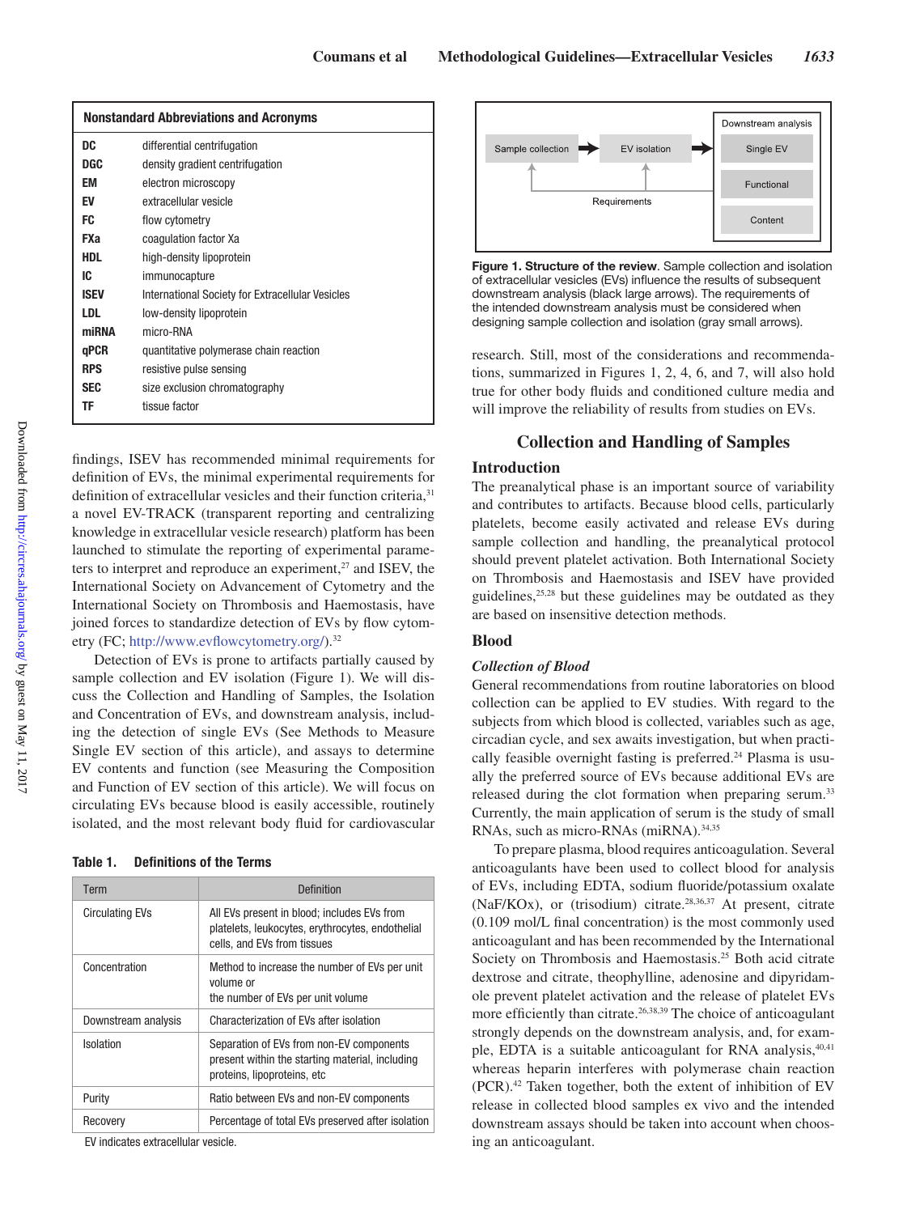| Nonstandard Abbreviations and Acronyms | |
|---|---|
| DC | differential centrifugation |
| DGC | density gradient centrifugation |
| EM | electron microscopy |
| EV | extracellular vesicle |
| FC | flow cytometry |
| FXa | coagulation factor Xa |
| HDL | high-density lipoprotein |
| IC | immunocapture |
| ISEV | International Society for Extracellular Vesicles |
| LDL | low-density lipoprotein |
| miRNA | micro-RNA |
| qPCR | quantitative polymerase chain reaction |
| RPS | resistive pulse sensing |
| SEC | size exclusion chromatography |
| TF | tissue factor |

findings, ISEV has recommended minimal requirements for definition of EVs, the minimal experimental requirements for definition of extracellular vesicles and their function criteria,[31] a novel EV-TRACK (transparent reporting and centralizing knowledge in extracellular vesicle research) platform has been launched to stimulate the reporting of experimental parameters to interpret and reproduce an experiment,[27] and ISEV, the International Society on Advancement of Cytometry and the International Society on Thrombosis and Haemostasis, have joined forces to standardize detection of EVs by flow cytometry (FC; http://www.evflowcytometry.org/).[32]

Detection of EVs is prone to artifacts partially caused by sample collection and EV isolation (Figure 1). We will discuss the Collection and Handling of Samples, the Isolation and Concentration of EVs, and downstream analysis, including the detection of single EVs (See Methods to Measure Single EV section of this article), and assays to determine EV contents and function (see Measuring the Composition and Function of EV section of this article). We will focus on circulating EVs because blood is easily accessible, routinely isolated, and the most relevant body fluid for cardiovascular research. Still, most of the considerations and recommendations, summarized in Figures 1, 2, 4, 6, and 7, will also hold true for other body fluids and conditioned culture media and will improve the reliability of results from studies on EVs.

**Table 1. Definitions of the Terms**

| Term | Definition |
|---|---|
| Circulating EVs | All EVs present in blood; includes EVs from platelets, leukocytes, erythrocytes, endothelial cells, and EVs from tissues |
| Concentration | Method to increase the number of EVs per unit volume or the number of EVs per unit volume |
| Downstream analysis | Characterization of EVs after isolation |
| Isolation | Separation of EVs from non-EV components present within the starting material, including proteins, lipoproteins, etc |
| Purity | Ratio between EVs and non-EV components |
| Recovery | Percentage of total EVs preserved after isolation |

EV indicates extracellular vesicle.

Sample collection → EV isolation → Downstream analysis (Single EV, Functional, Content); Requirements

**Figure 1. Structure of the review**. Sample collection and isolation of extracellular vesicles (EVs) influence the results of subsequent downstream analysis (black large arrows). The requirements of the intended downstream analysis must be considered when designing sample collection and isolation (gray small arrows).

## Collection and Handling of Samples

### Introduction

The preanalytical phase is an important source of variability and contributes to artifacts. Because blood cells, particularly platelets, become easily activated and release EVs during sample collection and handling, the preanalytical protocol should prevent platelet activation. Both International Society on Thrombosis and Haemostasis and ISEV have provided guidelines,[25,28] but these guidelines may be outdated as they are based on insensitive detection methods.

### Blood

#### *Collection of Blood*

General recommendations from routine laboratories on blood collection can be applied to EV studies. With regard to the subjects from which blood is collected, variables such as age, circadian cycle, and sex awaits investigation, but when practically feasible overnight fasting is preferred.[24] Plasma is usually the preferred source of EVs because additional EVs are released during the clot formation when preparing serum.[33] Currently, the main application of serum is the study of small RNAs, such as micro-RNAs (miRNA).[34,35]

To prepare plasma, blood requires anticoagulation. Several anticoagulants have been used to collect blood for analysis of EVs, including EDTA, sodium fluoride/potassium oxalate (NaF/KOx), or (trisodium) citrate.[28,36,37] At present, citrate (0.109 mol/L final concentration) is the most commonly used anticoagulant and has been recommended by the International Society on Thrombosis and Haemostasis.[25] Both acid citrate dextrose and citrate, theophylline, adenosine and dipyridamole prevent platelet activation and the release of platelet EVs more efficiently than citrate.[26,38,39] The choice of anticoagulant strongly depends on the downstream analysis, and, for example, EDTA is a suitable anticoagulant for RNA analysis,[40,41] whereas heparin interferes with polymerase chain reaction (PCR).[42] Taken together, both the extent of inhibition of EV release in collected blood samples ex vivo and the intended downstream assays should be taken into account when choosing an anticoagulant.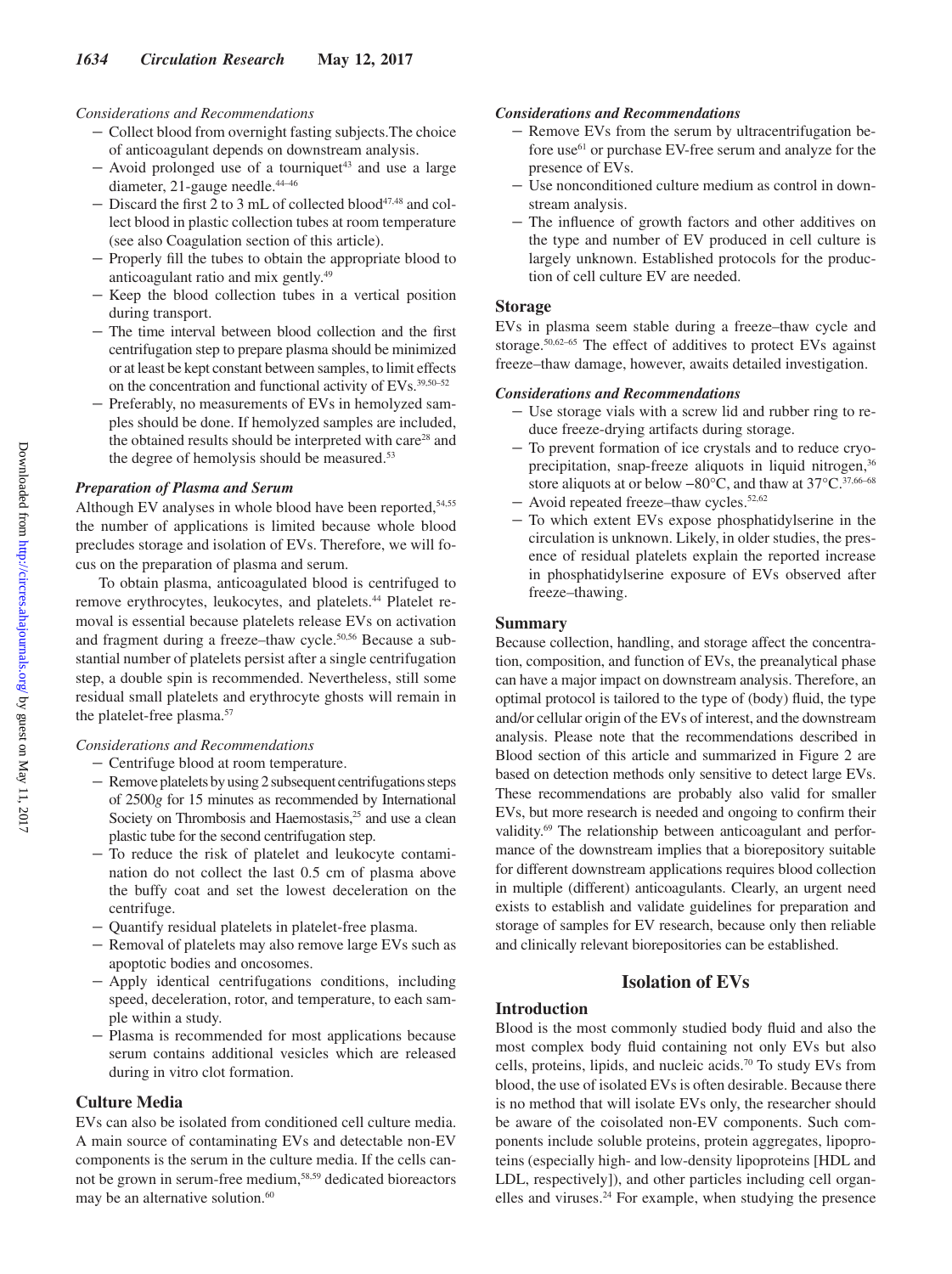*Considerations and Recommendations*

- Collect blood from overnight fasting subjects.The choice of anticoagulant depends on downstream analysis.
- Avoid prolonged use of a tourniquet[43] and use a large diameter, 21-gauge needle.[44–46]
- Discard the first 2 to 3 mL of collected blood[47,48] and collect blood in plastic collection tubes at room temperature (see also Coagulation section of this article).
- Properly fill the tubes to obtain the appropriate blood to anticoagulant ratio and mix gently.[49]
- Keep the blood collection tubes in a vertical position during transport.
- The time interval between blood collection and the first centrifugation step to prepare plasma should be minimized or at least be kept constant between samples, to limit effects on the concentration and functional activity of EVs.[39,50–52]
- Preferably, no measurements of EVs in hemolyzed samples should be done. If hemolyzed samples are included, the obtained results should be interpreted with care[28] and the degree of hemolysis should be measured.[53]

### Preparation of Plasma and Serum

Although EV analyses in whole blood have been reported,[54,55] the number of applications is limited because whole blood precludes storage and isolation of EVs. Therefore, we will focus on the preparation of plasma and serum.

To obtain plasma, anticoagulated blood is centrifuged to remove erythrocytes, leukocytes, and platelets.[44] Platelet removal is essential because platelets release EVs on activation and fragment during a freeze–thaw cycle.[50,56] Because a substantial number of platelets persist after a single centrifugation step, a double spin is recommended. Nevertheless, still some residual small platelets and erythrocyte ghosts will remain in the platelet-free plasma.[57]

*Considerations and Recommendations*

- Centrifuge blood at room temperature.
- Remove platelets by using 2 subsequent centrifugations steps of 2500*g* for 15 minutes as recommended by International Society on Thrombosis and Haemostasis,[25] and use a clean plastic tube for the second centrifugation step.
- To reduce the risk of platelet and leukocyte contamination do not collect the last 0.5 cm of plasma above the buffy coat and set the lowest deceleration on the centrifuge.
- Quantify residual platelets in platelet-free plasma.
- Removal of platelets may also remove large EVs such as apoptotic bodies and oncosomes.
- Apply identical centrifugations conditions, including speed, deceleration, rotor, and temperature, to each sample within a study.
- Plasma is recommended for most applications because serum contains additional vesicles which are released during in vitro clot formation.

## Culture Media

EVs can also be isolated from conditioned cell culture media. A main source of contaminating EVs and detectable non-EV components is the serum in the culture media. If the cells cannot be grown in serum-free medium,[58,59] dedicated bioreactors may be an alternative solution.[60]

*Considerations and Recommendations*

- Remove EVs from the serum by ultracentrifugation before use[61] or purchase EV-free serum and analyze for the presence of EVs.
- Use nonconditioned culture medium as control in downstream analysis.
- The influence of growth factors and other additives on the type and number of EV produced in cell culture is largely unknown. Established protocols for the production of cell culture EV are needed.

## Storage

EVs in plasma seem stable during a freeze–thaw cycle and storage.[50,62–65] The effect of additives to protect EVs against freeze–thaw damage, however, awaits detailed investigation.

*Considerations and Recommendations*

- Use storage vials with a screw lid and rubber ring to reduce freeze-drying artifacts during storage.
- To prevent formation of ice crystals and to reduce cryoprecipitation, snap-freeze aliquots in liquid nitrogen,[36] store aliquots at or below −80°C, and thaw at 37°C.[37,66–68]
- Avoid repeated freeze–thaw cycles.[52,62]
- To which extent EVs expose phosphatidylserine in the circulation is unknown. Likely, in older studies, the presence of residual platelets explain the reported increase in phosphatidylserine exposure of EVs observed after freeze–thawing.

## Summary

Because collection, handling, and storage affect the concentration, composition, and function of EVs, the preanalytical phase can have a major impact on downstream analysis. Therefore, an optimal protocol is tailored to the type of (body) fluid, the type and/or cellular origin of the EVs of interest, and the downstream analysis. Please note that the recommendations described in Blood section of this article and summarized in Figure 2 are based on detection methods only sensitive to detect large EVs. These recommendations are probably also valid for smaller EVs, but more research is needed and ongoing to confirm their validity.[69] The relationship between anticoagulant and performance of the downstream implies that a biorepository suitable for different downstream applications requires blood collection in multiple (different) anticoagulants. Clearly, an urgent need exists to establish and validate guidelines for preparation and storage of samples for EV research, because only then reliable and clinically relevant biorepositories can be established.

# Isolation of EVs

## Introduction

Blood is the most commonly studied body fluid and also the most complex body fluid containing not only EVs but also cells, proteins, lipids, and nucleic acids.[70] To study EVs from blood, the use of isolated EVs is often desirable. Because there is no method that will isolate EVs only, the researcher should be aware of the coisolated non-EV components. Such components include soluble proteins, protein aggregates, lipoproteins (especially high- and low-density lipoproteins [HDL and LDL, respectively]), and other particles including cell organelles and viruses.[24] For example, when studying the presence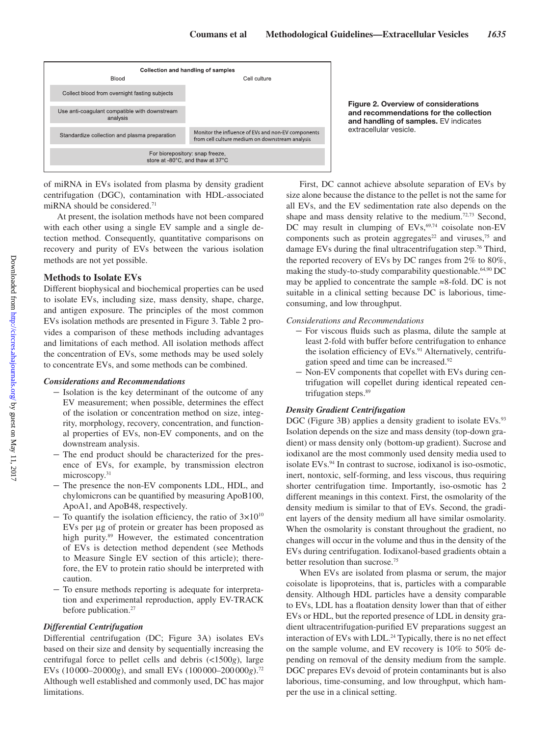| Collection and handling of samples | |
|---|---|
| Blood | Cell culture |
| Collect blood from overnight fasting subjects | |
| Use anti-coagulant compatible with downstream analysis | |
| Standardize collection and plasma preparation | Monitor the influence of EVs and non-EV components from cell culture medium on downstream analysis |
| For biorepository: snap freeze, store at -80°C, and thaw at 37°C | |

**Figure 2. Overview of considerations and recommendations for the collection and handling of samples.** EV indicates extracellular vesicle.

of miRNA in EVs isolated from plasma by density gradient centrifugation (DGC), contamination with HDL-associated miRNA should be considered.[71]

At present, the isolation methods have not been compared with each other using a single EV sample and a single detection method. Consequently, quantitative comparisons on recovery and purity of EVs between the various isolation methods are not yet possible.

## Methods to Isolate EVs

Different biophysical and biochemical properties can be used to isolate EVs, including size, mass density, shape, charge, and antigen exposure. The principles of the most common EVs isolation methods are presented in Figure 3. Table 2 provides a comparison of these methods including advantages and limitations of each method. All isolation methods affect the concentration of EVs, some methods may be used solely to concentrate EVs, and some methods can be combined.

### *Considerations and Recommendations*

- Isolation is the key determinant of the outcome of any EV measurement; when possible, determines the effect of the isolation or concentration method on size, integrity, morphology, recovery, concentration, and functional properties of EVs, non-EV components, and on the downstream analysis.
- The end product should be characterized for the presence of EVs, for example, by transmission electron microscopy.[31]
- The presence the non-EV components LDL, HDL, and chylomicrons can be quantified by measuring ApoB100, ApoA1, and ApoB48, respectively.
- To quantify the isolation efficiency, the ratio of $3 \times 10^{10}$ EVs per μg of protein or greater has been proposed as high purity.[89] However, the estimated concentration of EVs is detection method dependent (see Methods to Measure Single EV section of this article); therefore, the EV to protein ratio should be interpreted with caution.
- To ensure methods reporting is adequate for interpretation and experimental reproduction, apply EV-TRACK before publication.[27]

### *Differential Centrifugation*

Differential centrifugation (DC; Figure 3A) isolates EVs based on their size and density by sequentially increasing the centrifugal force to pellet cells and debris (<1500*g*), large EVs (10 000–20 000*g*), and small EVs (100 000–200 000*g*).[72] Although well established and commonly used, DC has major limitations.

First, DC cannot achieve absolute separation of EVs by size alone because the distance to the pellet is not the same for all EVs, and the EV sedimentation rate also depends on the shape and mass density relative to the medium.[72,73] Second, DC may result in clumping of EVs,[69,74] coisolate non-EV components such as protein aggregates[22] and viruses,[75] and damage EVs during the final ultracentrifugation step.[76] Third, the reported recovery of EVs by DC ranges from 2% to 80%, making the study-to-study comparability questionable.[64,90] DC may be applied to concentrate the sample ≈8-fold. DC is not suitable in a clinical setting because DC is laborious, time-consuming, and low throughput.

#### *Considerations and Recommendations*

- For viscous fluids such as plasma, dilute the sample at least 2-fold with buffer before centrifugation to enhance the isolation efficiency of EVs.[91] Alternatively, centrifugation speed and time can be increased.[92]
- Non-EV components that copellet with EVs during centrifugation will copellet during identical repeated centrifugation steps.[89]

### *Density Gradient Centrifugation*

DGC (Figure 3B) applies a density gradient to isolate EVs.[93] Isolation depends on the size and mass density (top-down gradient) or mass density only (bottom-up gradient). Sucrose and iodixanol are the most commonly used density media used to isolate EVs.[94] In contrast to sucrose, iodixanol is iso-osmotic, inert, nontoxic, self-forming, and less viscous, thus requiring shorter centrifugation time. Importantly, iso-osmotic has 2 different meanings in this context. First, the osmolarity of the density medium is similar to that of EVs. Second, the gradient layers of the density medium all have similar osmolarity. When the osmolarity is constant throughout the gradient, no changes will occur in the volume and thus in the density of the EVs during centrifugation. Iodixanol-based gradients obtain a better resolution than sucrose.[75]

When EVs are isolated from plasma or serum, the major coisolate is lipoproteins, that is, particles with a comparable density. Although HDL particles have a density comparable to EVs, LDL has a floatation density lower than that of either EVs or HDL, but the reported presence of LDL in density gradient ultracentrifugation-purified EV preparations suggest an interaction of EVs with LDL.[24] Typically, there is no net effect on the sample volume, and EV recovery is 10% to 50% depending on removal of the density medium from the sample. DGC prepares EVs devoid of protein contaminants but is also laborious, time-consuming, and low throughput, which hamper the use in a clinical setting.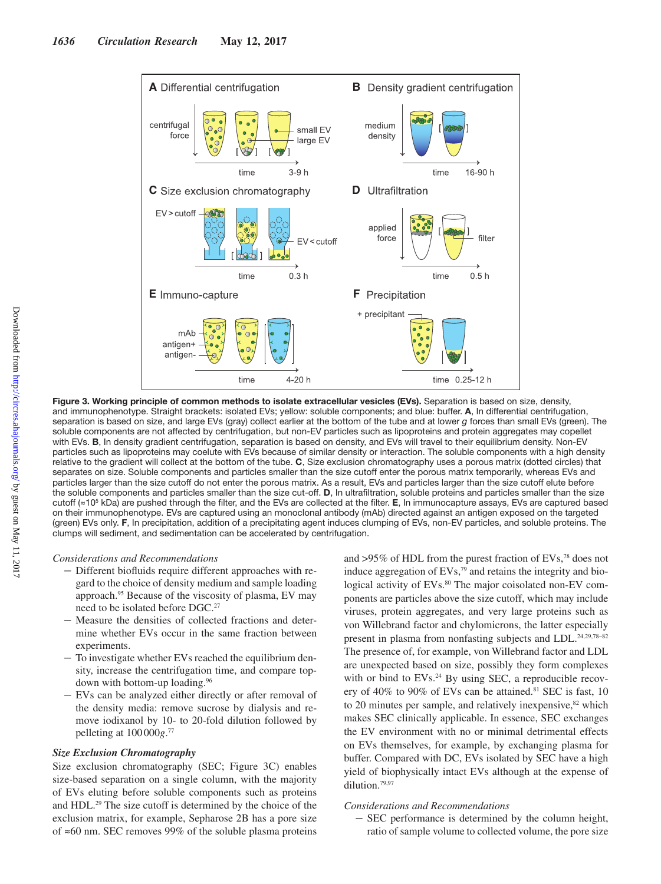A Differential centrifugation

centrifugal force

small EV

large EV

time 3-9 h

B Density gradient centrifugation

medium density

time 16-90 h

C Size exclusion chromatography

EV > cutoff

EV < cutoff

time 0.3 h

D Ultrafiltration

applied force

filter

time 0.5 h

E Immuno-capture

mAb

antigen+

antigen-

time 4-20 h

F Precipitation

+ precipitant

time 0.25-12 h

**Figure 3. Working principle of common methods to isolate extracellular vesicles (EVs).** Separation is based on size, density, and immunophenotype. Straight brackets: isolated EVs; yellow: soluble components; and blue: buffer. **A**, In differential centrifugation, separation is based on size, and large EVs (gray) collect earlier at the bottom of the tube and at lower *g* forces than small EVs (green). The soluble components are not affected by centrifugation, but non-EV particles such as lipoproteins and protein aggregates may copellet with EVs. **B**, In density gradient centrifugation, separation is based on density, and EVs will travel to their equilibrium density. Non-EV particles such as lipoproteins may coelute with EVs because of similar density or interaction. The soluble components with a high density relative to the gradient will collect at the bottom of the tube. **C**, Size exclusion chromatography uses a porous matrix (dotted circles) that separates on size. Soluble components and particles smaller than the size cutoff enter the porous matrix temporarily, whereas EVs and particles larger than the size cutoff do not enter the porous matrix. As a result, EVs and particles larger than the size cutoff elute before the soluble components and particles smaller than the size cut-off. **D**, In ultrafiltration, soluble proteins and particles smaller than the size cutoff (≈$10^5$ kDa) are pushed through the filter, and the EVs are collected at the filter. **E**, In immunocapture assays, EVs are captured based on their immunophenotype. EVs are captured using an monoclonal antibody (mAb) directed against an antigen exposed on the targeted (green) EVs only. **F**, In precipitation, addition of a precipitating agent induces clumping of EVs, non-EV particles, and soluble proteins. The clumps will sediment, and sedimentation can be accelerated by centrifugation.

*Considerations and Recommendations*

- Different biofluids require different approaches with regard to the choice of density medium and sample loading approach.[95] Because of the viscosity of plasma, EV may need to be isolated before DGC.[27]
- Measure the densities of collected fractions and determine whether EVs occur in the same fraction between experiments.
- To investigate whether EVs reached the equilibrium density, increase the centrifugation time, and compare top-down with bottom-up loading.[96]
- EVs can be analyzed either directly or after removal of the density media: remove sucrose by dialysis and remove iodixanol by 10- to 20-fold dilution followed by pelleting at 100 000*g*.[77]

### Size Exclusion Chromatography

Size exclusion chromatography (SEC; Figure 3C) enables size-based separation on a single column, with the majority of EVs eluting before soluble components such as proteins and HDL.[29] The size cutoff is determined by the choice of the exclusion matrix, for example, Sepharose 2B has a pore size of ≈60 nm. SEC removes 99% of the soluble plasma proteins and >95% of HDL from the purest fraction of EVs,[78] does not induce aggregation of EVs,[79] and retains the integrity and biological activity of EVs.[80] The major coisolated non-EV components are particles above the size cutoff, which may include viruses, protein aggregates, and very large proteins such as von Willebrand factor and chylomicrons, the latter especially present in plasma from nonfasting subjects and LDL.[24,29,78–82] The presence of, for example, von Willebrand factor and LDL are unexpected based on size, possibly they form complexes with or bind to EVs.[24] By using SEC, a reproducible recovery of 40% to 90% of EVs can be attained.[81] SEC is fast, 10 to 20 minutes per sample, and relatively inexpensive,[82] which makes SEC clinically applicable. In essence, SEC exchanges the EV environment with no or minimal detrimental effects on EVs themselves, for example, by exchanging plasma for buffer. Compared with DC, EVs isolated by SEC have a high yield of biophysically intact EVs although at the expense of dilution.[79,97]

*Considerations and Recommendations*

- SEC performance is determined by the column height, ratio of sample volume to collected volume, the pore size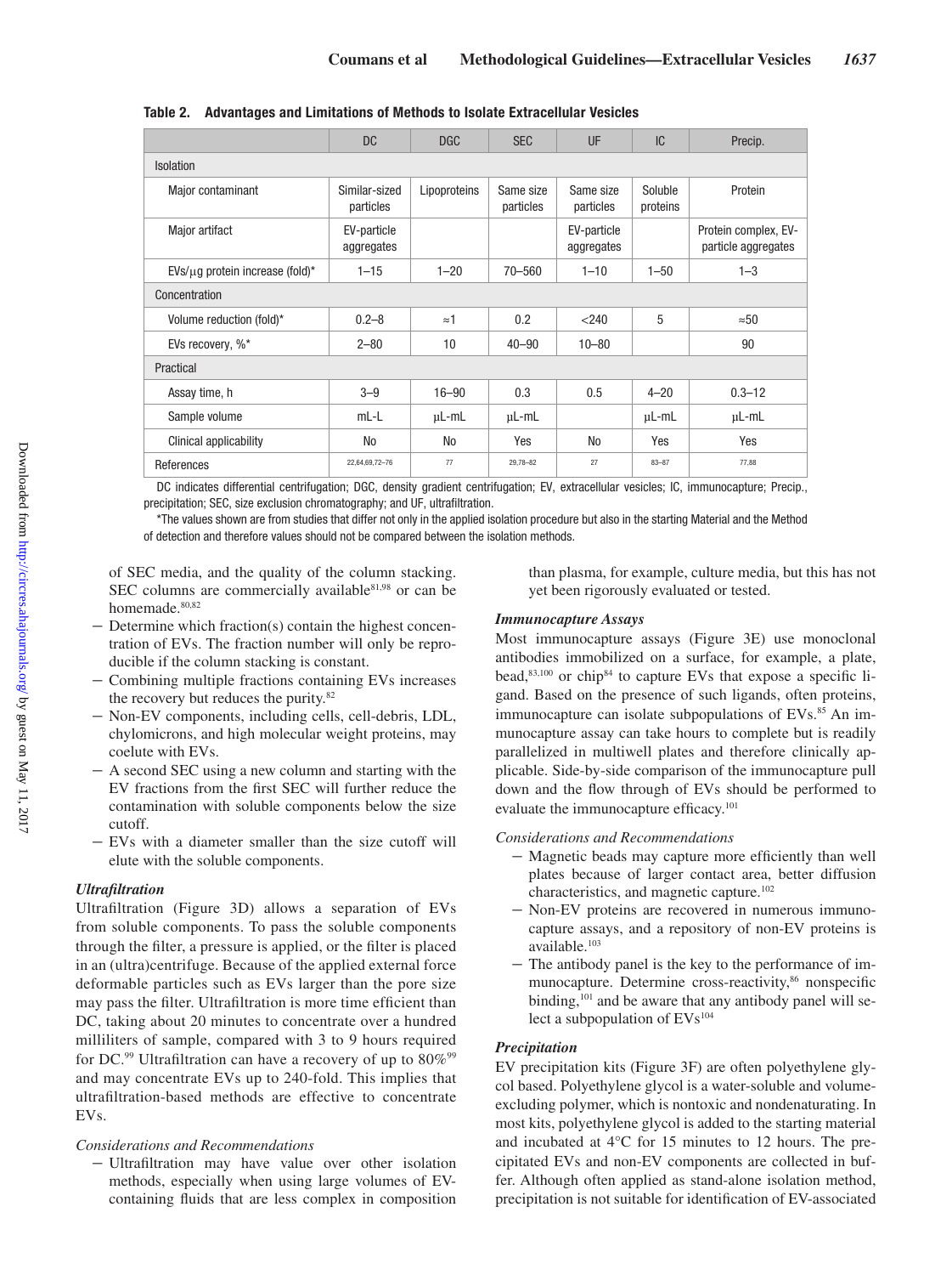**Table 2. Advantages and Limitations of Methods to Isolate Extracellular Vesicles**

| | DC | DGC | SEC | UF | IC | Precip. |
|---|---|---|---|---|---|---|
| Isolation | | | | | | |
| Major contaminant | Similar-sized particles | Lipoproteins | Same size particles | Same size particles | Soluble proteins | Protein |
| Major artifact | EV-particle aggregates | | | EV-particle aggregates | | Protein complex, EV-particle aggregates |
| EVs/μg protein increase (fold)* | 1–15 | 1–20 | 70–560 | 1–10 | 1–50 | 1–3 |
| Concentration | | | | | | |
| Volume reduction (fold)* | 0.2–8 | ≈1 | 0.2 | <240 | 5 | ≈50 |
| EVs recovery, %* | 2–80 | 10 | 40–90 | 10–80 | | 90 |
| Practical | | | | | | |
| Assay time, h | 3–9 | 16–90 | 0.3 | 0.5 | 4–20 | 0.3–12 |
| Sample volume | mL-L | μL-mL | μL-mL | | μL-mL | μL-mL |
| Clinical applicability | No | No | Yes | No | Yes | Yes |
| References | 22,64,69,72–76 | 77 | 29,78–82 | 27 | 83–87 | 77,88 |

DC indicates differential centrifugation; DGC, density gradient centrifugation; EV, extracellular vesicles; IC, immunocapture; Precip., precipitation; SEC, size exclusion chromatography; and UF, ultrafiltration.

*The values shown are from studies that differ not only in the applied isolation procedure but also in the starting Material and the Method of detection and therefore values should not be compared between the isolation methods.

of SEC media, and the quality of the column stacking. SEC columns are commercially available[81,98] or can be homemade.[80,82]

- Determine which fraction(s) contain the highest concentration of EVs. The fraction number will only be reproducible if the column stacking is constant.
- Combining multiple fractions containing EVs increases the recovery but reduces the purity.[82]
- Non-EV components, including cells, cell-debris, LDL, chylomicrons, and high molecular weight proteins, may coelute with EVs.
- A second SEC using a new column and starting with the EV fractions from the first SEC will further reduce the contamination with soluble components below the size cutoff.
- EVs with a diameter smaller than the size cutoff will elute with the soluble components.

### *Ultrafiltration*

Ultrafiltration (Figure 3D) allows a separation of EVs from soluble components. To pass the soluble components through the filter, a pressure is applied, or the filter is placed in an (ultra)centrifuge. Because of the applied external force deformable particles such as EVs larger than the pore size may pass the filter. Ultrafiltration is more time efficient than DC, taking about 20 minutes to concentrate over a hundred milliliters of sample, compared with 3 to 9 hours required for DC.[99] Ultrafiltration can have a recovery of up to 80%[99] and may concentrate EVs up to 240-fold. This implies that ultrafiltration-based methods are effective to concentrate EVs.

*Considerations and Recommendations*

- Ultrafiltration may have value over other isolation methods, especially when using large volumes of EV-containing fluids that are less complex in composition than plasma, for example, culture media, but this has not yet been rigorously evaluated or tested.

### *Immunocapture Assays*

Most immunocapture assays (Figure 3E) use monoclonal antibodies immobilized on a surface, for example, a plate, bead,[83,100] or chip[84] to capture EVs that expose a specific ligand. Based on the presence of such ligands, often proteins, immunocapture can isolate subpopulations of EVs.[85] An immunocapture assay can take hours to complete but is readily parallelized in multiwell plates and therefore clinically applicable. Side-by-side comparison of the immunocapture pull down and the flow through of EVs should be performed to evaluate the immunocapture efficacy.[101]

*Considerations and Recommendations*

- Magnetic beads may capture more efficiently than well plates because of larger contact area, better diffusion characteristics, and magnetic capture.[102]
- Non-EV proteins are recovered in numerous immunocapture assays, and a repository of non-EV proteins is available.[103]
- The antibody panel is the key to the performance of immunocapture. Determine cross-reactivity,[86] nonspecific binding,[101] and be aware that any antibody panel will select a subpopulation of EVs[104]

### *Precipitation*

EV precipitation kits (Figure 3F) are often polyethylene glycol based. Polyethylene glycol is a water-soluble and volume-excluding polymer, which is nontoxic and nondenaturating. In most kits, polyethylene glycol is added to the starting material and incubated at 4°C for 15 minutes to 12 hours. The precipitated EVs and non-EV components are collected in buffer. Although often applied as stand-alone isolation method, precipitation is not suitable for identification of EV-associated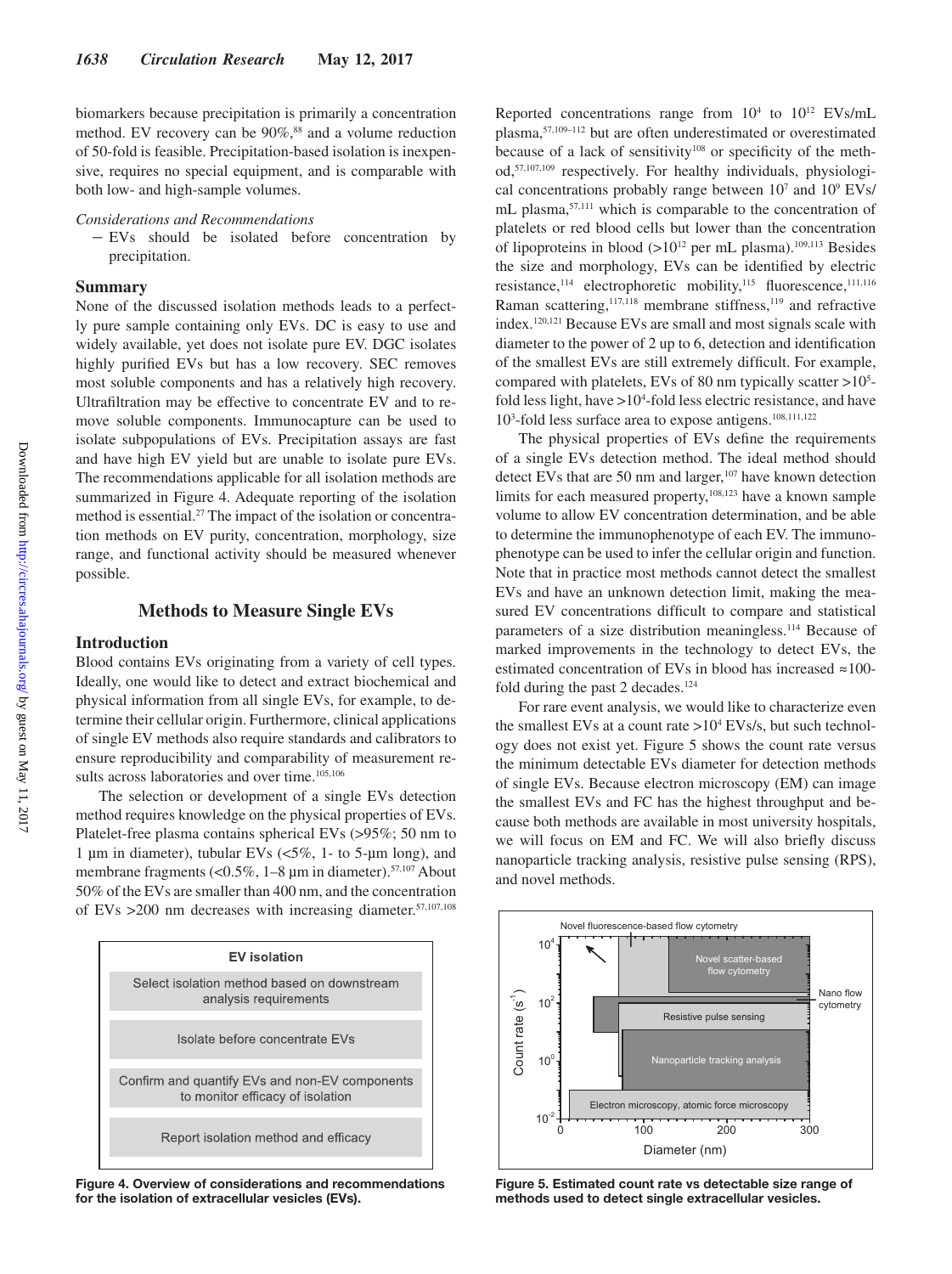biomarkers because precipitation is primarily a concentration method. EV recovery can be 90%,[88] and a volume reduction of 50-fold is feasible. Precipitation-based isolation is inexpensive, requires no special equipment, and is comparable with both low- and high-sample volumes.

*Considerations and Recommendations*

- EVs should be isolated before concentration by precipitation.

### Summary

None of the discussed isolation methods leads to a perfectly pure sample containing only EVs. DC is easy to use and widely available, yet does not isolate pure EV. DGC isolates highly purified EVs but has a low recovery. SEC removes most soluble components and has a relatively high recovery. Ultrafiltration may be effective to concentrate EV and to remove soluble components. Immunocapture can be used to isolate subpopulations of EVs. Precipitation assays are fast and have high EV yield but are unable to isolate pure EVs. The recommendations applicable for all isolation methods are summarized in Figure 4. Adequate reporting of the isolation method is essential.[27] The impact of the isolation or concentration methods on EV purity, concentration, morphology, size range, and functional activity should be measured whenever possible.

## Methods to Measure Single EVs

### Introduction

Blood contains EVs originating from a variety of cell types. Ideally, one would like to detect and extract biochemical and physical information from all single EVs, for example, to determine their cellular origin. Furthermore, clinical applications of single EV methods also require standards and calibrators to ensure reproducibility and comparability of measurement results across laboratories and over time.[105,106]

The selection or development of a single EVs detection method requires knowledge on the physical properties of EVs. Platelet-free plasma contains spherical EVs (>95%; 50 nm to 1 µm in diameter), tubular EVs (<5%, 1- to 5-µm long), and membrane fragments (<0.5%, 1–8 µm in diameter).[57,107] About 50% of the EVs are smaller than 400 nm, and the concentration of EVs >200 nm decreases with increasing diameter.[57,107,108]

**EV isolation**

- Select isolation method based on downstream analysis requirements
- Isolate before concentrate EVs
- Confirm and quantify EVs and non-EV components to monitor efficacy of isolation
- Report isolation method and efficacy

**Figure 4. Overview of considerations and recommendations for the isolation of extracellular vesicles (EVs).**

Reported concentrations range from $10^4$ to $10^{12}$ EVs/mL plasma,[57,109–112] but are often underestimated or overestimated because of a lack of sensitivity[108] or specificity of the method,[57,107,109] respectively. For healthy individuals, physiological concentrations probably range between $10^7$ and $10^9$ EVs/mL plasma,[57,111] which is comparable to the concentration of platelets or red blood cells but lower than the concentration of lipoproteins in blood ($>10^{12}$ per mL plasma).[109,113] Besides the size and morphology, EVs can be identified by electric resistance,[114] electrophoretic mobility,[115] fluorescence,[111,116] Raman scattering,[117,118] membrane stiffness,[119] and refractive index.[120,121] Because EVs are small and most signals scale with diameter to the power of 2 up to 6, detection and identification of the smallest EVs are still extremely difficult. For example, compared with platelets, EVs of 80 nm typically scatter $>10^5$-fold less light, have $>10^4$-fold less electric resistance, and have $10^3$-fold less surface area to expose antigens.[108,111,122]

The physical properties of EVs define the requirements of a single EVs detection method. The ideal method should detect EVs that are 50 nm and larger,[107] have known detection limits for each measured property,[108,123] have a known sample volume to allow EV concentration determination, and be able to determine the immunophenotype of each EV. The immunophenotype can be used to infer the cellular origin and function. Note that in practice most methods cannot detect the smallest EVs and have an unknown detection limit, making the measured EV concentrations difficult to compare and statistical parameters of a size distribution meaningless.[114] Because of marked improvements in the technology to detect EVs, the estimated concentration of EVs in blood has increased ≈100-fold during the past 2 decades.[124]

For rare event analysis, we would like to characterize even the smallest EVs at a count rate $>10^4$ EVs/s, but such technology does not exist yet. Figure 5 shows the count rate versus the minimum detectable EVs diameter for detection methods of single EVs. Because electron microscopy (EM) can image the smallest EVs and FC has the highest throughput and because both methods are available in most university hospitals, we will focus on EM and FC. We will also briefly discuss nanoparticle tracking analysis, resistive pulse sensing (RPS), and novel methods.

**Figure 5. Estimated count rate vs detectable size range of methods used to detect single extracellular vesicles.**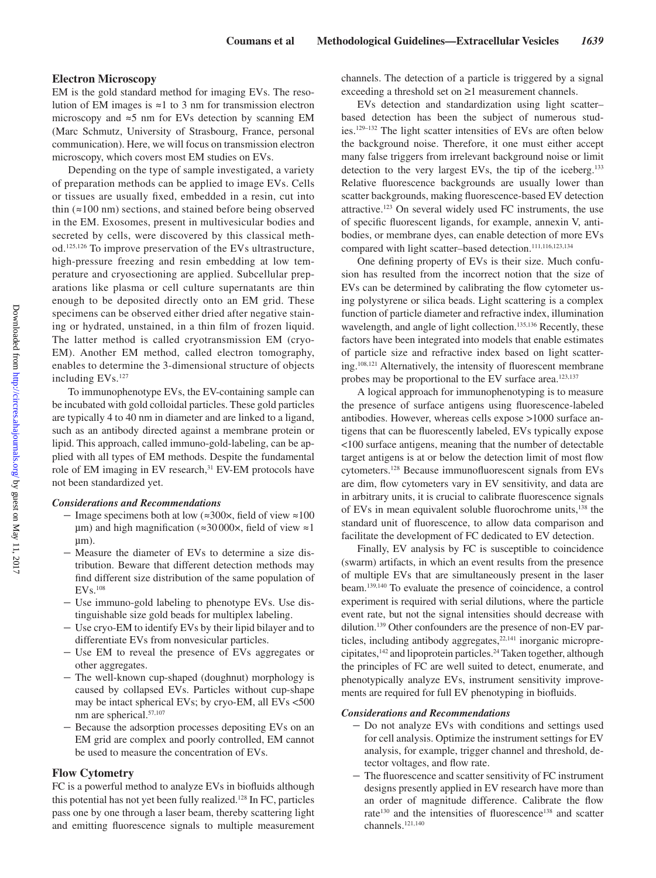## Electron Microscopy

EM is the gold standard method for imaging EVs. The resolution of EM images is ≈1 to 3 nm for transmission electron microscopy and ≈5 nm for EVs detection by scanning EM (Marc Schmutz, University of Strasbourg, France, personal communication). Here, we will focus on transmission electron microscopy, which covers most EM studies on EVs.

Depending on the type of sample investigated, a variety of preparation methods can be applied to image EVs. Cells or tissues are usually fixed, embedded in a resin, cut into thin (≈100 nm) sections, and stained before being observed in the EM. Exosomes, present in multivesicular bodies and secreted by cells, were discovered by this classical method.[125,126] To improve preservation of the EVs ultrastructure, high-pressure freezing and resin embedding at low temperature and cryosectioning are applied. Subcellular preparations like plasma or cell culture supernatants are thin enough to be deposited directly onto an EM grid. These specimens can be observed either dried after negative staining or hydrated, unstained, in a thin film of frozen liquid. The latter method is called cryotransmission EM (cryo-EM). Another EM method, called electron tomography, enables to determine the 3-dimensional structure of objects including EVs.[127]

To immunophenotype EVs, the EV-containing sample can be incubated with gold colloidal particles. These gold particles are typically 4 to 40 nm in diameter and are linked to a ligand, such as an antibody directed against a membrane protein or lipid. This approach, called immuno-gold-labeling, can be applied with all types of EM methods. Despite the fundamental role of EM imaging in EV research,[31] EV-EM protocols have not been standardized yet.

### *Considerations and Recommendations*

- Image specimens both at low (≈300×, field of view ≈100 µm) and high magnification (≈30 000×, field of view ≈1 µm).
- Measure the diameter of EVs to determine a size distribution. Beware that different detection methods may find different size distribution of the same population of EVs.[108]
- Use immuno-gold labeling to phenotype EVs. Use distinguishable size gold beads for multiplex labeling.
- Use cryo-EM to identify EVs by their lipid bilayer and to differentiate EVs from nonvesicular particles.
- Use EM to reveal the presence of EVs aggregates or other aggregates.
- The well-known cup-shaped (doughnut) morphology is caused by collapsed EVs. Particles without cup-shape may be intact spherical EVs; by cryo-EM, all EVs <500 nm are spherical.[57,107]
- Because the adsorption processes depositing EVs on an EM grid are complex and poorly controlled, EM cannot be used to measure the concentration of EVs.

## Flow Cytometry

FC is a powerful method to analyze EVs in biofluids although this potential has not yet been fully realized.[128] In FC, particles pass one by one through a laser beam, thereby scattering light and emitting fluorescence signals to multiple measurement channels. The detection of a particle is triggered by a signal exceeding a threshold set on ≥1 measurement channels.

EVs detection and standardization using light scatter–based detection has been the subject of numerous studies.[129–132] The light scatter intensities of EVs are often below the background noise. Therefore, it one must either accept many false triggers from irrelevant background noise or limit detection to the very largest EVs, the tip of the iceberg.[133] Relative fluorescence backgrounds are usually lower than scatter backgrounds, making fluorescence-based EV detection attractive.[123] On several widely used FC instruments, the use of specific fluorescent ligands, for example, annexin V, antibodies, or membrane dyes, can enable detection of more EVs compared with light scatter–based detection.[111,116,123,134]

One defining property of EVs is their size. Much confusion has resulted from the incorrect notion that the size of EVs can be determined by calibrating the flow cytometer using polystyrene or silica beads. Light scattering is a complex function of particle diameter and refractive index, illumination wavelength, and angle of light collection.[135,136] Recently, these factors have been integrated into models that enable estimates of particle size and refractive index based on light scattering.[108,121] Alternatively, the intensity of fluorescent membrane probes may be proportional to the EV surface area.[123,137]

A logical approach for immunophenotyping is to measure the presence of surface antigens using fluorescence-labeled antibodies. However, whereas cells expose >1000 surface antigens that can be fluorescently labeled, EVs typically expose <100 surface antigens, meaning that the number of detectable target antigens is at or below the detection limit of most flow cytometers.[128] Because immunofluorescent signals from EVs are dim, flow cytometers vary in EV sensitivity, and data are in arbitrary units, it is crucial to calibrate fluorescence signals of EVs in mean equivalent soluble fluorochrome units,[138] the standard unit of fluorescence, to allow data comparison and facilitate the development of FC dedicated to EV detection.

Finally, EV analysis by FC is susceptible to coincidence (swarm) artifacts, in which an event results from the presence of multiple EVs that are simultaneously present in the laser beam.[139,140] To evaluate the presence of coincidence, a control experiment is required with serial dilutions, where the particle event rate, but not the signal intensities should decrease with dilution.[139] Other confounders are the presence of non-EV particles, including antibody aggregates,[22,141] inorganic microprecipitates,[142] and lipoprotein particles.[24] Taken together, although the principles of FC are well suited to detect, enumerate, and phenotypically analyze EVs, instrument sensitivity improvements are required for full EV phenotyping in biofluids.

### *Considerations and Recommendations*

- Do not analyze EVs with conditions and settings used for cell analysis. Optimize the instrument settings for EV analysis, for example, trigger channel and threshold, detector voltages, and flow rate.
- The fluorescence and scatter sensitivity of FC instrument designs presently applied in EV research have more than an order of magnitude difference. Calibrate the flow rate[130] and the intensities of fluorescence[138] and scatter channels.[121,140]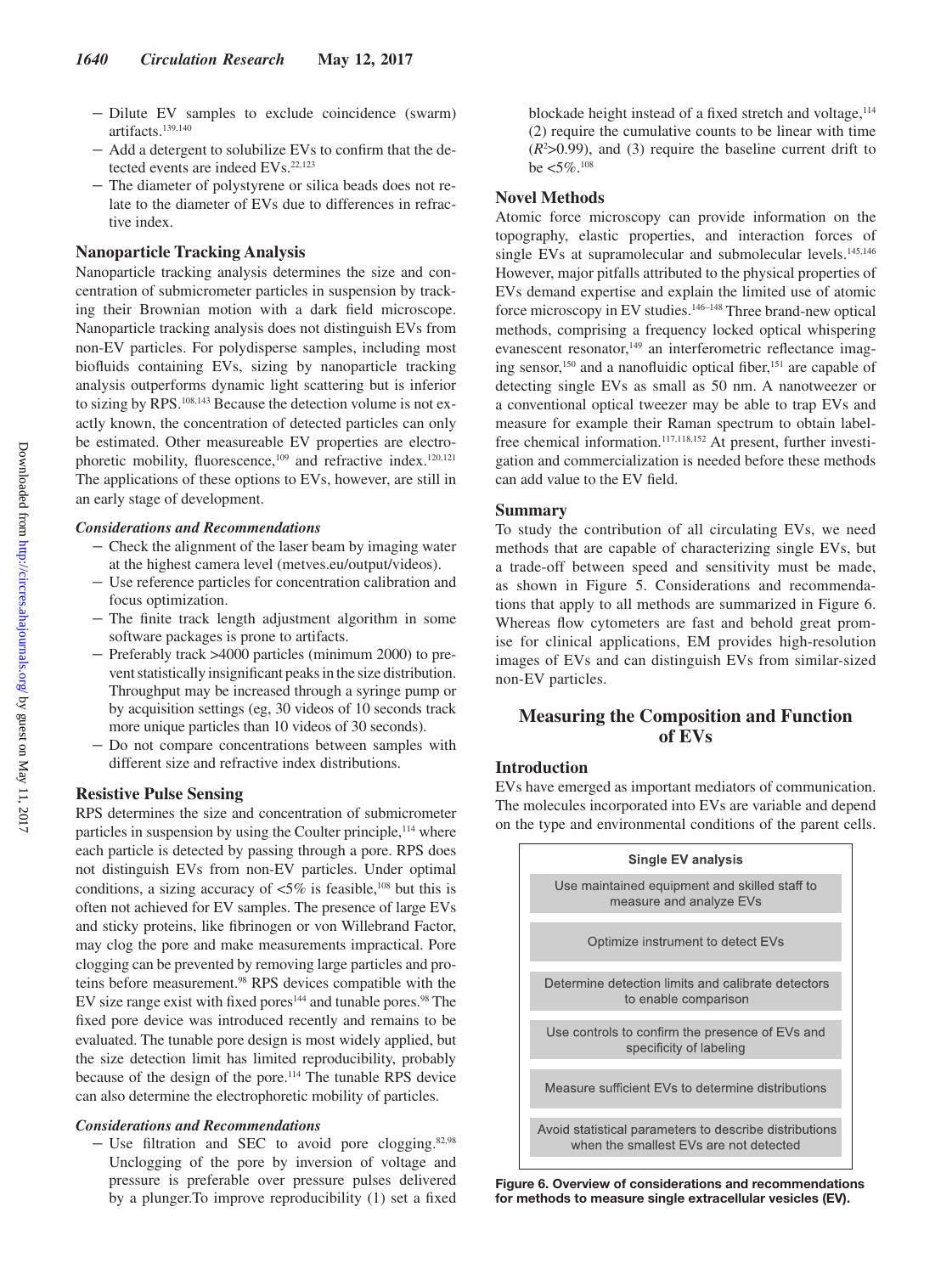- Dilute EV samples to exclude coincidence (swarm) artifacts.[139,140]
- Add a detergent to solubilize EVs to confirm that the detected events are indeed EVs.[22,123]
- The diameter of polystyrene or silica beads does not relate to the diameter of EVs due to differences in refractive index.

### Nanoparticle Tracking Analysis

Nanoparticle tracking analysis determines the size and concentration of submicrometer particles in suspension by tracking their Brownian motion with a dark field microscope. Nanoparticle tracking analysis does not distinguish EVs from non-EV particles. For polydisperse samples, including most biofluids containing EVs, sizing by nanoparticle tracking analysis outperforms dynamic light scattering but is inferior to sizing by RPS.[108,143] Because the detection volume is not exactly known, the concentration of detected particles can only be estimated. Other measureable EV properties are electrophoretic mobility, fluorescence,[109] and refractive index.[120,121] The applications of these options to EVs, however, are still in an early stage of development.

#### *Considerations and Recommendations*

- Check the alignment of the laser beam by imaging water at the highest camera level (metves.eu/output/videos).
- Use reference particles for concentration calibration and focus optimization.
- The finite track length adjustment algorithm in some software packages is prone to artifacts.
- Preferably track >4000 particles (minimum 2000) to prevent statistically insignificant peaks in the size distribution. Throughput may be increased through a syringe pump or by acquisition settings (eg, 30 videos of 10 seconds track more unique particles than 10 videos of 30 seconds).
- Do not compare concentrations between samples with different size and refractive index distributions.

### Resistive Pulse Sensing

RPS determines the size and concentration of submicrometer particles in suspension by using the Coulter principle,[114] where each particle is detected by passing through a pore. RPS does not distinguish EVs from non-EV particles. Under optimal conditions, a sizing accuracy of <5% is feasible,[108] but this is often not achieved for EV samples. The presence of large EVs and sticky proteins, like fibrinogen or von Willebrand Factor, may clog the pore and make measurements impractical. Pore clogging can be prevented by removing large particles and proteins before measurement.[98] RPS devices compatible with the EV size range exist with fixed pores[144] and tunable pores.[98] The fixed pore device was introduced recently and remains to be evaluated. The tunable pore design is most widely applied, but the size detection limit has limited reproducibility, probably because of the design of the pore.[114] The tunable RPS device can also determine the electrophoretic mobility of particles.

#### *Considerations and Recommendations*

- Use filtration and SEC to avoid pore clogging.[82,98] Unclogging of the pore by inversion of voltage and pressure is preferable over pressure pulses delivered by a plunger.To improve reproducibility (1) set a fixed blockade height instead of a fixed stretch and voltage,[114] (2) require the cumulative counts to be linear with time ($R^2$>0.99), and (3) require the baseline current drift to be <5%.[108]

### Novel Methods

Atomic force microscopy can provide information on the topography, elastic properties, and interaction forces of single EVs at supramolecular and submolecular levels.[145,146] However, major pitfalls attributed to the physical properties of EVs demand expertise and explain the limited use of atomic force microscopy in EV studies.[146–148] Three brand-new optical methods, comprising a frequency locked optical whispering evanescent resonator,[149] an interferometric reflectance imaging sensor,[150] and a nanofluidic optical fiber,[151] are capable of detecting single EVs as small as 50 nm. A nanotweezer or a conventional optical tweezer may be able to trap EVs and measure for example their Raman spectrum to obtain label-free chemical information.[117,118,152] At present, further investigation and commercialization is needed before these methods can add value to the EV field.

### Summary

To study the contribution of all circulating EVs, we need methods that are capable of characterizing single EVs, but a trade-off between speed and sensitivity must be made, as shown in Figure 5. Considerations and recommendations that apply to all methods are summarized in Figure 6. Whereas flow cytometers are fast and behold great promise for clinical applications, EM provides high-resolution images of EVs and can distinguish EVs from similar-sized non-EV particles.

## Measuring the Composition and Function of EVs

### Introduction

EVs have emerged as important mediators of communication. The molecules incorporated into EVs are variable and depend on the type and environmental conditions of the parent cells.

| Single EV analysis |
|---|
| Use maintained equipment and skilled staff to measure and analyze EVs |
| Optimize instrument to detect EVs |
| Determine detection limits and calibrate detectors to enable comparison |
| Use controls to confirm the presence of EVs and specificity of labeling |
| Measure sufficient EVs to determine distributions |
| Avoid statistical parameters to describe distributions when the smallest EVs are not detected |

**Figure 6. Overview of considerations and recommendations for methods to measure single extracellular vesicles (EV).**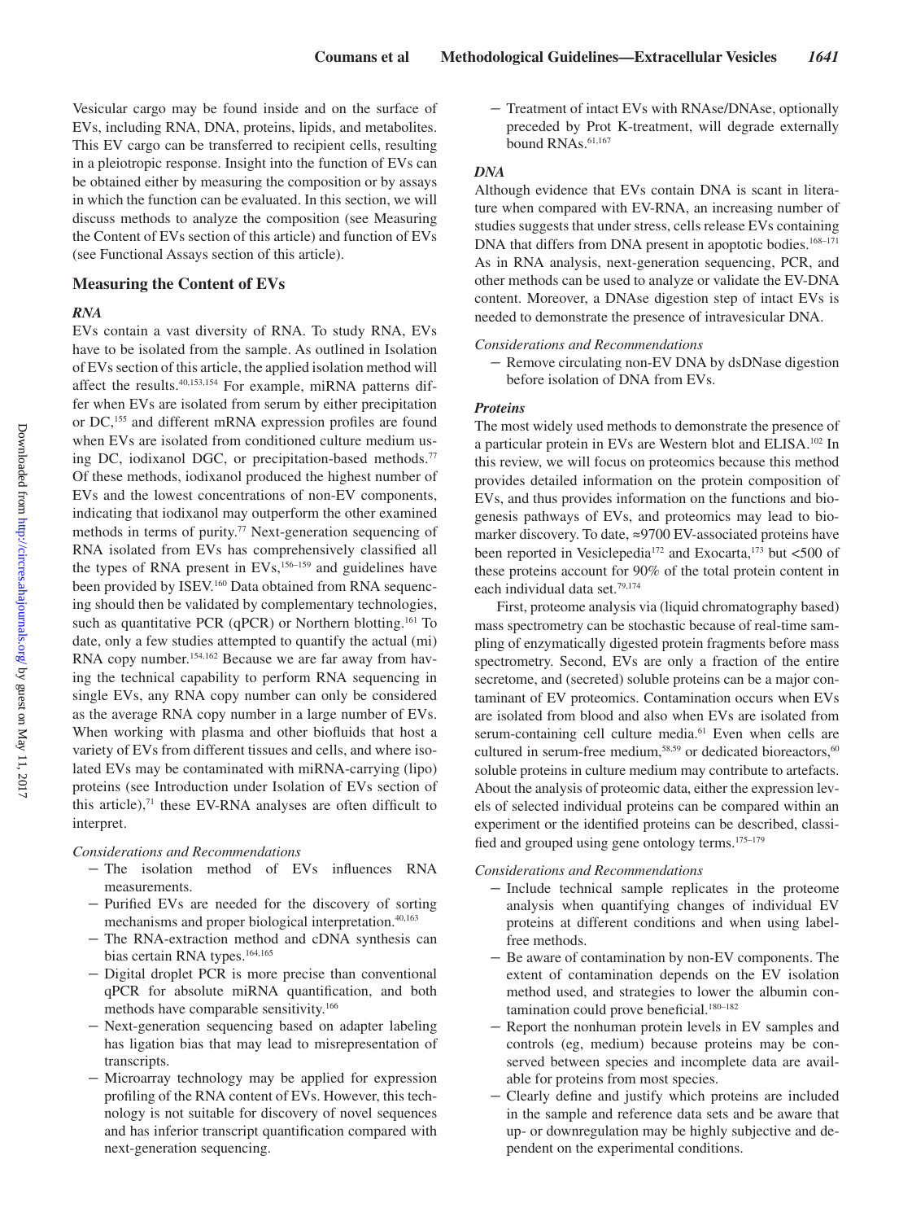Vesicular cargo may be found inside and on the surface of EVs, including RNA, DNA, proteins, lipids, and metabolites. This EV cargo can be transferred to recipient cells, resulting in a pleiotropic response. Insight into the function of EVs can be obtained either by measuring the composition or by assays in which the function can be evaluated. In this section, we will discuss methods to analyze the composition (see Measuring the Content of EVs section of this article) and function of EVs (see Functional Assays section of this article).

## Measuring the Content of EVs

### *RNA*

EVs contain a vast diversity of RNA. To study RNA, EVs have to be isolated from the sample. As outlined in Isolation of EVs section of this article, the applied isolation method will affect the results.[40,153,154] For example, miRNA patterns differ when EVs are isolated from serum by either precipitation or DC,[155] and different mRNA expression profiles are found when EVs are isolated from conditioned culture medium using DC, iodixanol DGC, or precipitation-based methods.[77] Of these methods, iodixanol produced the highest number of EVs and the lowest concentrations of non-EV components, indicating that iodixanol may outperform the other examined methods in terms of purity.[77] Next-generation sequencing of RNA isolated from EVs has comprehensively classified all the types of RNA present in EVs,[156–159] and guidelines have been provided by ISEV.[160] Data obtained from RNA sequencing should then be validated by complementary technologies, such as quantitative PCR (qPCR) or Northern blotting.[161] To date, only a few studies attempted to quantify the actual (mi) RNA copy number.[154,162] Because we are far away from having the technical capability to perform RNA sequencing in single EVs, any RNA copy number can only be considered as the average RNA copy number in a large number of EVs. When working with plasma and other biofluids that host a variety of EVs from different tissues and cells, and where isolated EVs may be contaminated with miRNA-carrying (lipo) proteins (see Introduction under Isolation of EVs section of this article),[71] these EV-RNA analyses are often difficult to interpret.

*Considerations and Recommendations*

- The isolation method of EVs influences RNA measurements.
- Purified EVs are needed for the discovery of sorting mechanisms and proper biological interpretation.[40,163]
- The RNA-extraction method and cDNA synthesis can bias certain RNA types.[164,165]
- Digital droplet PCR is more precise than conventional qPCR for absolute miRNA quantification, and both methods have comparable sensitivity.[166]
- Next-generation sequencing based on adapter labeling has ligation bias that may lead to misrepresentation of transcripts.
- Microarray technology may be applied for expression profiling of the RNA content of EVs. However, this technology is not suitable for discovery of novel sequences and has inferior transcript quantification compared with next-generation sequencing.
- Treatment of intact EVs with RNAse/DNAse, optionally preceded by Prot K-treatment, will degrade externally bound RNAs.[61,167]

### *DNA*

Although evidence that EVs contain DNA is scant in literature when compared with EV-RNA, an increasing number of studies suggests that under stress, cells release EVs containing DNA that differs from DNA present in apoptotic bodies.[168–171] As in RNA analysis, next-generation sequencing, PCR, and other methods can be used to analyze or validate the EV-DNA content. Moreover, a DNAse digestion step of intact EVs is needed to demonstrate the presence of intravesicular DNA.

*Considerations and Recommendations*

- Remove circulating non-EV DNA by dsDNase digestion before isolation of DNA from EVs.

### *Proteins*

The most widely used methods to demonstrate the presence of a particular protein in EVs are Western blot and ELISA.[102] In this review, we will focus on proteomics because this method provides detailed information on the protein composition of EVs, and thus provides information on the functions and biogenesis pathways of EVs, and proteomics may lead to biomarker discovery. To date, ≈9700 EV-associated proteins have been reported in Vesiclepedia[172] and Exocarta,[173] but <500 of these proteins account for 90% of the total protein content in each individual data set.[79,174]

First, proteome analysis via (liquid chromatography based) mass spectrometry can be stochastic because of real-time sampling of enzymatically digested protein fragments before mass spectrometry. Second, EVs are only a fraction of the entire secretome, and (secreted) soluble proteins can be a major contaminant of EV proteomics. Contamination occurs when EVs are isolated from blood and also when EVs are isolated from serum-containing cell culture media.[61] Even when cells are cultured in serum-free medium,[58,59] or dedicated bioreactors,[60] soluble proteins in culture medium may contribute to artefacts. About the analysis of proteomic data, either the expression levels of selected individual proteins can be compared within an experiment or the identified proteins can be described, classified and grouped using gene ontology terms.[175–179]

*Considerations and Recommendations*

- Include technical sample replicates in the proteome analysis when quantifying changes of individual EV proteins at different conditions and when using label-free methods.
- Be aware of contamination by non-EV components. The extent of contamination depends on the EV isolation method used, and strategies to lower the albumin contamination could prove beneficial.[180–182]
- Report the nonhuman protein levels in EV samples and controls (eg, medium) because proteins may be conserved between species and incomplete data are available for proteins from most species.
- Clearly define and justify which proteins are included in the sample and reference data sets and be aware that up- or downregulation may be highly subjective and dependent on the experimental conditions.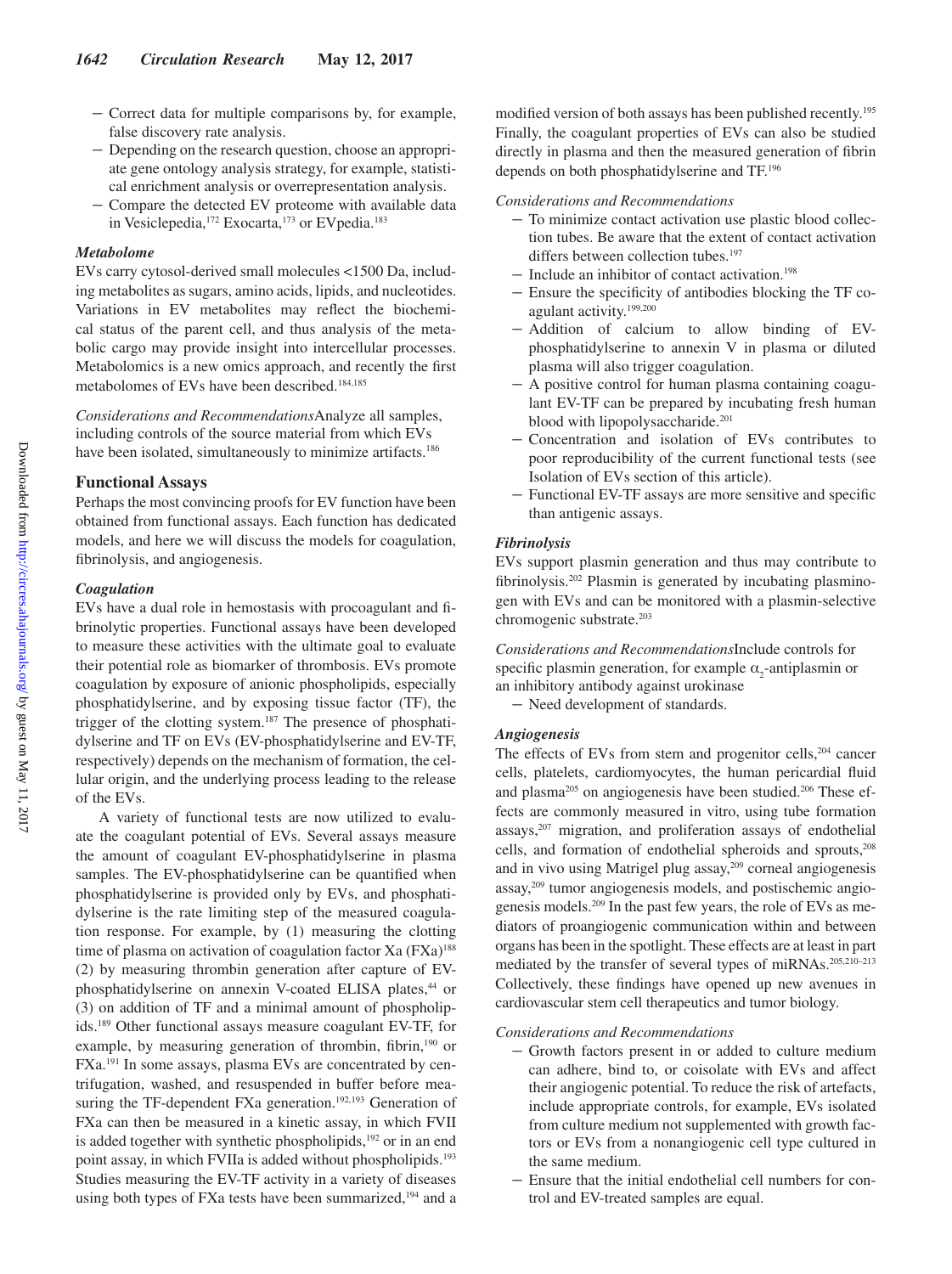- Correct data for multiple comparisons by, for example, false discovery rate analysis.
- Depending on the research question, choose an appropriate gene ontology analysis strategy, for example, statistical enrichment analysis or overrepresentation analysis.
- Compare the detected EV proteome with available data in Vesiclepedia,[172] Exocarta,[173] or EVpedia.[183]

### Metabolome

EVs carry cytosol-derived small molecules <1500 Da, including metabolites as sugars, amino acids, lipids, and nucleotides. Variations in EV metabolites may reflect the biochemical status of the parent cell, and thus analysis of the metabolic cargo may provide insight into intercellular processes. Metabolomics is a new omics approach, and recently the first metabolomes of EVs have been described.[184,185]

*Considerations and Recommendations*Analyze all samples, including controls of the source material from which EVs have been isolated, simultaneously to minimize artifacts.[186]

## Functional Assays

Perhaps the most convincing proofs for EV function have been obtained from functional assays. Each function has dedicated models, and here we will discuss the models for coagulation, fibrinolysis, and angiogenesis.

### Coagulation

EVs have a dual role in hemostasis with procoagulant and fibrinolytic properties. Functional assays have been developed to measure these activities with the ultimate goal to evaluate their potential role as biomarker of thrombosis. EVs promote coagulation by exposure of anionic phospholipids, especially phosphatidylserine, and by exposing tissue factor (TF), the trigger of the clotting system.[187] The presence of phosphatidylserine and TF on EVs (EV-phosphatidylserine and EV-TF, respectively) depends on the mechanism of formation, the cellular origin, and the underlying process leading to the release of the EVs.

A variety of functional tests are now utilized to evaluate the coagulant potential of EVs. Several assays measure the amount of coagulant EV-phosphatidylserine in plasma samples. The EV-phosphatidylserine can be quantified when phosphatidylserine is provided only by EVs, and phosphatidylserine is the rate limiting step of the measured coagulation response. For example, by (1) measuring the clotting time of plasma on activation of coagulation factor Xa (FXa)[188] (2) by measuring thrombin generation after capture of EV-phosphatidylserine on annexin V-coated ELISA plates,[44] or (3) on addition of TF and a minimal amount of phospholipids.[189] Other functional assays measure coagulant EV-TF, for example, by measuring generation of thrombin, fibrin,[190] or FXa.[191] In some assays, plasma EVs are concentrated by centrifugation, washed, and resuspended in buffer before measuring the TF-dependent FXa generation.[192,193] Generation of FXa can then be measured in a kinetic assay, in which FVII is added together with synthetic phospholipids,[192] or in an end point assay, in which FVIIa is added without phospholipids.[193] Studies measuring the EV-TF activity in a variety of diseases using both types of FXa tests have been summarized,[194] and a modified version of both assays has been published recently.[195] Finally, the coagulant properties of EVs can also be studied directly in plasma and then the measured generation of fibrin depends on both phosphatidylserine and TF.[196]

*Considerations and Recommendations*

- To minimize contact activation use plastic blood collection tubes. Be aware that the extent of contact activation differs between collection tubes.[197]
- Include an inhibitor of contact activation.[198]
- Ensure the specificity of antibodies blocking the TF coagulant activity.[199,200]
- Addition of calcium to allow binding of EV-phosphatidylserine to annexin V in plasma or diluted plasma will also trigger coagulation.
- A positive control for human plasma containing coagulant EV-TF can be prepared by incubating fresh human blood with lipopolysaccharide.[201]
- Concentration and isolation of EVs contributes to poor reproducibility of the current functional tests (see Isolation of EVs section of this article).
- Functional EV-TF assays are more sensitive and specific than antigenic assays.

### Fibrinolysis

EVs support plasmin generation and thus may contribute to fibrinolysis.[202] Plasmin is generated by incubating plasminogen with EVs and can be monitored with a plasmin-selective chromogenic substrate.[203]

*Considerations and Recommendations*Include controls for specific plasmin generation, for example $\alpha_2$-antiplasmin or an inhibitory antibody against urokinase

- Need development of standards.

### Angiogenesis

The effects of EVs from stem and progenitor cells,[204] cancer cells, platelets, cardiomyocytes, the human pericardial fluid and plasma[205] on angiogenesis have been studied.[206] These effects are commonly measured in vitro, using tube formation assays,[207] migration, and proliferation assays of endothelial cells, and formation of endothelial spheroids and sprouts,[208] and in vivo using Matrigel plug assay,[209] corneal angiogenesis assay,[209] tumor angiogenesis models, and postischemic angiogenesis models.[209] In the past few years, the role of EVs as mediators of proangiogenic communication within and between organs has been in the spotlight. These effects are at least in part mediated by the transfer of several types of miRNAs.[205,210–213] Collectively, these findings have opened up new avenues in cardiovascular stem cell therapeutics and tumor biology.

*Considerations and Recommendations*

- Growth factors present in or added to culture medium can adhere, bind to, or coisolate with EVs and affect their angiogenic potential. To reduce the risk of artefacts, include appropriate controls, for example, EVs isolated from culture medium not supplemented with growth factors or EVs from a nonangiogenic cell type cultured in the same medium.
- Ensure that the initial endothelial cell numbers for control and EV-treated samples are equal.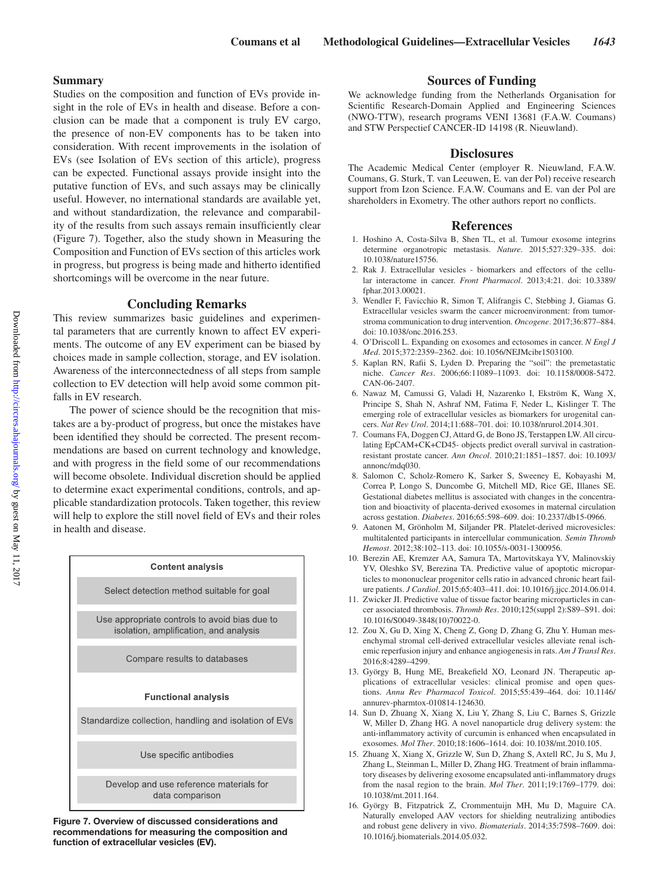## Summary

Studies on the composition and function of EVs provide insight in the role of EVs in health and disease. Before a conclusion can be made that a component is truly EV cargo, the presence of non-EV components has to be taken into consideration. With recent improvements in the isolation of EVs (see Isolation of EVs section of this article), progress can be expected. Functional assays provide insight into the putative function of EVs, and such assays may be clinically useful. However, no international standards are available yet, and without standardization, the relevance and comparability of the results from such assays remain insufficiently clear (Figure 7). Together, also the study shown in Measuring the Composition and Function of EVs section of this articles work in progress, but progress is being made and hitherto identified shortcomings will be overcome in the near future.

## Concluding Remarks

This review summarizes basic guidelines and experimental parameters that are currently known to affect EV experiments. The outcome of any EV experiment can be biased by choices made in sample collection, storage, and EV isolation. Awareness of the interconnectedness of all steps from sample collection to EV detection will help avoid some common pitfalls in EV research.

The power of science should be the recognition that mistakes are a by-product of progress, but once the mistakes have been identified they should be corrected. The present recommendations are based on current technology and knowledge, and with progress in the field some of our recommendations will become obsolete. Individual discretion should be applied to determine exact experimental conditions, controls, and applicable standardization protocols. Taken together, this review will help to explore the still novel field of EVs and their roles in health and disease.

**Content analysis**

- Select detection method suitable for goal
- Use appropriate controls to avoid bias due to isolation, amplification, and analysis
- Compare results to databases

**Functional analysis**

- Standardize collection, handling and isolation of EVs
- Use specific antibodies
- Develop and use reference materials for data comparison

**Figure 7. Overview of discussed considerations and recommendations for measuring the composition and function of extracellular vesicles (EV).**

## Sources of Funding

We acknowledge funding from the Netherlands Organisation for Scientific Research-Domain Applied and Engineering Sciences (NWO-TTW), research programs VENI 13681 (F.A.W. Coumans) and STW Perspectief CANCER-ID 14198 (R. Nieuwland).

## Disclosures

The Academic Medical Center (employer R. Nieuwland, F.A.W. Coumans, G. Sturk, T. van Leeuwen, E. van der Pol) receive research support from Izon Science. F.A.W. Coumans and E. van der Pol are shareholders in Exometry. The other authors report no conflicts.

## References

1. Hoshino A, Costa-Silva B, Shen TL, et al. Tumour exosome integrins determine organotropic metastasis. *Nature*. 2015;527:329–335. doi: 10.1038/nature15756.
2. Rak J. Extracellular vesicles - biomarkers and effectors of the cellular interactome in cancer. *Front Pharmacol*. 2013;4:21. doi: 10.3389/fphar.2013.00021.
3. Wendler F, Favicchio R, Simon T, Alifrangis C, Stebbing J, Giamas G. Extracellular vesicles swarm the cancer microenvironment: from tumor-stroma communication to drug intervention. *Oncogene*. 2017;36:877–884. doi: 10.1038/onc.2016.253.
4. O'Driscoll L. Expanding on exosomes and ectosomes in cancer. *N Engl J Med*. 2015;372:2359–2362. doi: 10.1056/NEJMcibr1503100.
5. Kaplan RN, Rafii S, Lyden D. Preparing the "soil": the premetastatic niche. *Cancer Res*. 2006;66:11089–11093. doi: 10.1158/0008-5472.CAN-06-2407.
6. Nawaz M, Camussi G, Valadi H, Nazarenko I, Ekström K, Wang X, Principe S, Shah N, Ashraf NM, Fatima F, Neder L, Kislinger T. The emerging role of extracellular vesicles as biomarkers for urogenital cancers. *Nat Rev Urol*. 2014;11:688–701. doi: 10.1038/nrurol.2014.301.
7. Coumans FA, Doggen CJ, Attard G, de Bono JS, Terstappen LW. All circulating EpCAM+CK+CD45- objects predict overall survival in castration-resistant prostate cancer. *Ann Oncol*. 2010;21:1851–1857. doi: 10.1093/annonc/mdq030.
8. Salomon C, Scholz-Romero K, Sarker S, Sweeney E, Kobayashi M, Correa P, Longo S, Duncombe G, Mitchell MD, Rice GE, Illanes SE. Gestational diabetes mellitus is associated with changes in the concentration and bioactivity of placenta-derived exosomes in maternal circulation across gestation. *Diabetes*. 2016;65:598–609. doi: 10.2337/db15-0966.
9. Aatonen M, Grönholm M, Siljander PR. Platelet-derived microvesicles: multitalented participants in intercellular communication. *Semin Thromb Hemost*. 2012;38:102–113. doi: 10.1055/s-0031-1300956.
10. Berezin AE, Kremzer AA, Samura TA, Martovitskaya YV, Malinovskiy YV, Oleshko SV, Berezina TA. Predictive value of apoptotic microparticles to mononuclear progenitor cells ratio in advanced chronic heart failure patients. *J Cardiol*. 2015;65:403–411. doi: 10.1016/j.jjcc.2014.06.014.
11. Zwicker JI. Predictive value of tissue factor bearing microparticles in cancer associated thrombosis. *Thromb Res*. 2010;125(suppl 2):S89–S91. doi: 10.1016/S0049-3848(10)70022-0.
12. Zou X, Gu D, Xing X, Cheng Z, Gong D, Zhang G, Zhu Y. Human mesenchymal stromal cell-derived extracellular vesicles alleviate renal ischemic reperfusion injury and enhance angiogenesis in rats. *Am J Transl Res*. 2016;8:4289–4299.
13. György B, Hung ME, Breakefield XO, Leonard JN. Therapeutic applications of extracellular vesicles: clinical promise and open questions. *Annu Rev Pharmacol Toxicol*. 2015;55:439–464. doi: 10.1146/annurev-pharmtox-010814-124630.
14. Sun D, Zhuang X, Xiang X, Liu Y, Zhang S, Liu C, Barnes S, Grizzle W, Miller D, Zhang HG. A novel nanoparticle drug delivery system: the anti-inflammatory activity of curcumin is enhanced when encapsulated in exosomes. *Mol Ther*. 2010;18:1606–1614. doi: 10.1038/mt.2010.105.
15. Zhuang X, Xiang X, Grizzle W, Sun D, Zhang S, Axtell RC, Ju S, Mu J, Zhang L, Steinman L, Miller D, Zhang HG. Treatment of brain inflammatory diseases by delivering exosome encapsulated anti-inflammatory drugs from the nasal region to the brain. *Mol Ther*. 2011;19:1769–1779. doi: 10.1038/mt.2011.164.
16. György B, Fitzpatrick Z, Crommentuijn MH, Mu D, Maguire CA. Naturally enveloped AAV vectors for shielding neutralizing antibodies and robust gene delivery in vivo. *Biomaterials*. 2014;35:7598–7609. doi: 10.1016/j.biomaterials.2014.05.032.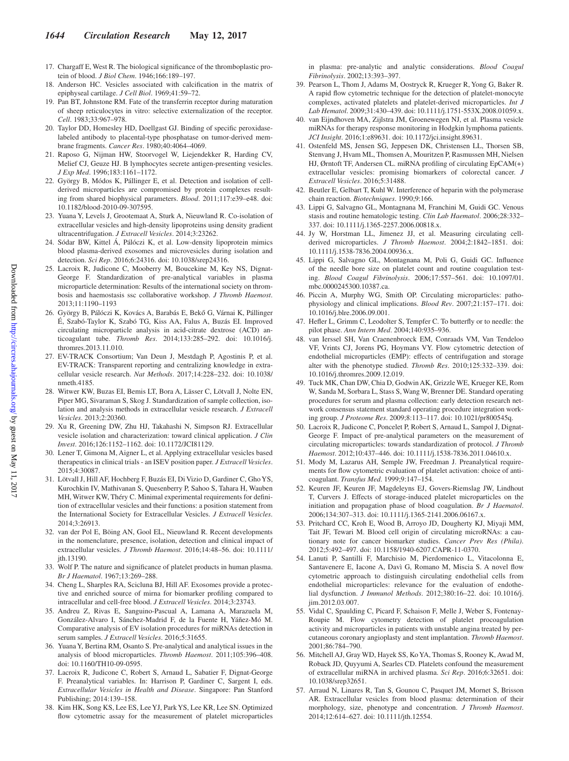17. Chargaff E, West R. The biological significance of the thromboplastic protein of blood. *J Biol Chem*. 1946;166:189–197.
18. Anderson HC. Vesicles associated with calcification in the matrix of epiphyseal cartilage. *J Cell Biol*. 1969;41:59–72.
19. Pan BT, Johnstone RM. Fate of the transferrin receptor during maturation of sheep reticulocytes in vitro: selective externalization of the receptor. *Cell*. 1983;33:967–978.
20. Taylor DD, Homesley HD, Doellgast GJ. Binding of specific peroxidase-labeled antibody to placental-type phosphatase on tumor-derived membrane fragments. *Cancer Res*. 1980;40:4064–4069.
21. Raposo G, Nijman HW, Stoorvogel W, Liejendekker R, Harding CV, Melief CJ, Geuze HJ. B lymphocytes secrete antigen-presenting vesicles. *J Exp Med*. 1996;183:1161–1172.
22. György B, Módos K, Pállinger E, et al. Detection and isolation of cell-derived microparticles are compromised by protein complexes resulting from shared biophysical parameters. *Blood*. 2011;117:e39–e48. doi: 10.1182/blood-2010-09-307595.
23. Yuana Y, Levels J, Grootemaat A, Sturk A, Nieuwland R. Co-isolation of extracellular vesicles and high-density lipoproteins using density gradient ultracentrifugation. *J Extracell Vesicles*. 2014;3:23262.
24. Sódar BW, Kittel Á, Pálóczi K, et al. Low-density lipoprotein mimics blood plasma-derived exosomes and microvesicles during isolation and detection. *Sci Rep*. 2016;6:24316. doi: 10.1038/srep24316.
25. Lacroix R, Judicone C, Mooberry M, Boucekine M, Key NS, Dignat-George F. Standardization of pre-analytical variables in plasma microparticle determination: Results of the international society on thrombosis and haemostasis ssc collaborative workshop. *J Thromb Haemost*. 2013;11:1190–1193
26. György B, Pálóczi K, Kovács A, Barabás E, Bekő G, Várnai K, Pállinger É, Szabó-Taylor K, Szabó TG, Kiss AA, Falus A, Buzás EI. Improved circulating microparticle analysis in acid-citrate dextrose (ACD) anticoagulant tube. *Thromb Res*. 2014;133:285–292. doi: 10.1016/j.thromres.2013.11.010.
27. EV-TRACK Consortium; Van Deun J, Mestdagh P, Agostinis P, et al. EV-TRACK: Transparent reporting and centralizing knowledge in extracellular vesicle research. *Nat Methods*. 2017;14:228–232. doi: 10.1038/nmeth.4185.
28. Witwer KW, Buzas EI, Bemis LT, Bora A, Lässer C, Lötvall J, Nolte EN, Piper MG, Sivaraman S, Skog J. Standardization of sample collection, isolation and analysis methods in extracellular vesicle research. *J Extracell Vesicles*. 2013;2:20360.
29. Xu R, Greening DW, Zhu HJ, Takahashi N, Simpson RJ. Extracellular vesicle isolation and characterization: toward clinical application. *J Clin Invest*. 2016;126:1152–1162. doi: 10.1172/JCI81129.
30. Lener T, Gimona M, Aigner L, et al. Applying extracellular vesicles based therapeutics in clinical trials - an ISEV position paper. *J Extracell Vesicles*. 2015;4:30087.
31. Lötvall J, Hill AF, Hochberg F, Buzás EI, Di Vizio D, Gardiner C, Gho YS, Kurochkin IV, Mathivanan S, Quesenberry P, Sahoo S, Tahara H, Wauben MH, Witwer KW, Théry C. Minimal experimental requirements for definition of extracellular vesicles and their functions: a position statement from the International Society for Extracellular Vesicles. *J Extracell Vesicles*. 2014;3:26913.
32. van der Pol E, Böing AN, Gool EL, Nieuwland R. Recent developments in the nomenclature, presence, isolation, detection and clinical impact of extracellular vesicles. *J Thromb Haemost*. 2016;14:48–56. doi: 10.1111/jth.13190.
33. Wolf P. The nature and significance of platelet products in human plasma. *Br J Haematol*. 1967;13:269–288.
34. Cheng L, Sharples RA, Scicluna BJ, Hill AF. Exosomes provide a protective and enriched source of mirna for biomarker profiling compared to intracellular and cell-free blood. *J Extracell Vesicles*. 2014;3:23743.
35. Andreu Z, Rivas E, Sanguino-Pascual A, Lamana A, Marazuela M, González-Alvaro I, Sánchez-Madrid F, de la Fuente H, Yáñez-Mó M. Comparative analysis of EV isolation procedures for miRNAs detection in serum samples. *J Extracell Vesicles*. 2016;5:31655.
36. Yuana Y, Bertina RM, Osanto S. Pre-analytical and analytical issues in the analysis of blood microparticles. *Thromb Haemost*. 2011;105:396–408. doi: 10.1160/TH10-09-0595.
37. Lacroix R, Judicone C, Robert S, Arnaud L, Sabatier F, Dignat-George F. Preanalytical variables. In: Harrison P, Gardiner C, Sargent I, eds. *Extracellular Vesicles in Health and Disease*. Singapore: Pan Stanford Publishing; 2014:139–158.
38. Kim HK, Song KS, Lee ES, Lee YJ, Park YS, Lee KR, Lee SN. Optimized flow cytometric assay for the measurement of platelet microparticles in plasma: pre-analytic and analytic considerations. *Blood Coagul Fibrinolysis*. 2002;13:393–397.
39. Pearson L, Thom J, Adams M, Oostryck R, Krueger R, Yong G, Baker R. A rapid flow cytometric technique for the detection of platelet-monocyte complexes, activated platelets and platelet-derived microparticles. *Int J Lab Hematol*. 2009;31:430–439. doi: 10.1111/j.1751-553X.2008.01059.x.
40. van Eijndhoven MA, Zijlstra JM, Groenewegen NJ, et al. Plasma vesicle miRNAs for therapy response monitoring in Hodgkin lymphoma patients. *JCI Insight*. 2016;1:e89631. doi: 10.1172/jci.insight.89631.
41. Ostenfeld MS, Jensen SG, Jeppesen DK, Christensen LL, Thorsen SB, Stenvang J, Hvam ML, Thomsen A, Mouritzen P, Rasmussen MH, Nielsen HJ, Ørntoft TF, Andersen CL. miRNA profiling of circulating EpCAM(+) extracellular vesicles: promising biomarkers of colorectal cancer. *J Extracell Vesicles*. 2016;5:31488.
42. Beutler E, Gelbart T, Kuhl W. Interference of heparin with the polymerase chain reaction. *Biotechniques*. 1990;9:166.
43. Lippi G, Salvagno GL, Montagnana M, Franchini M, Guidi GC. Venous stasis and routine hematologic testing. *Clin Lab Haematol*. 2006;28:332–337. doi: 10.1111/j.1365-2257.2006.00818.x.
44. Jy W, Horstman LL, Jimenez JJ, et al. Measuring circulating cell-derived microparticles. *J Thromb Haemost*. 2004;2:1842–1851. doi: 10.1111/j.1538-7836.2004.00936.x.
45. Lippi G, Salvagno GL, Montagnana M, Poli G, Guidi GC. Influence of the needle bore size on platelet count and routine coagulation testing. *Blood Coagul Fibrinolysis*. 2006;17:557–561. doi: 10.1097/01.mbc.0000245300.10387.ca.
46. Piccin A, Murphy WG, Smith OP. Circulating microparticles: pathophysiology and clinical implications. *Blood Rev*. 2007;21:157–171. doi: 10.1016/j.blre.2006.09.001.
47. Hefler L, Grimm C, Leodolter S, Tempfer C. To butterfly or to needle: the pilot phase. *Ann Intern Med*. 2004;140:935–936.
48. van Ierssel SH, Van Craenenbroeck EM, Conraads VM, Van Tendeloo VF, Vrints CJ, Jorens PG, Hoymans VY. Flow cytometric detection of endothelial microparticles (EMP): effects of centrifugation and storage alter with the phenotype studied. *Thromb Res*. 2010;125:332–339. doi: 10.1016/j.thromres.2009.12.019.
49. Tuck MK, Chan DW, Chia D, Godwin AK, Grizzle WE, Krueger KE, Rom W, Sanda M, Sorbara L, Stass S, Wang W, Brenner DE. Standard operating procedures for serum and plasma collection: early detection research network consensus statement standard operating procedure integration working group. *J Proteome Res*. 2009;8:113–117. doi: 10.1021/pr800545q.
50. Lacroix R, Judicone C, Poncelet P, Robert S, Arnaud L, Sampol J, Dignat-George F. Impact of pre-analytical parameters on the measurement of circulating microparticles: towards standardization of protocol. *J Thromb Haemost*. 2012;10:437–446. doi: 10.1111/j.1538-7836.2011.04610.x.
51. Mody M, Lazarus AH, Semple JW, Freedman J. Preanalytical requirements for flow cytometric evaluation of platelet activation: choice of anticoagulant. *Transfus Med*. 1999;9:147–154.
52. Keuren JF, Keuren JF, Magdeleyns EJ, Govers-Riemslag JW, Lindhout T, Curvers J. Effects of storage-induced platelet microparticles on the initiation and propagation phase of blood coagulation. *Br J Haematol*. 2006;134:307–313. doi: 10.1111/j.1365-2141.2006.06167.x.
53. Pritchard CC, Kroh E, Wood B, Arroyo JD, Dougherty KJ, Miyaji MM, Tait JF, Tewari M. Blood cell origin of circulating microRNAs: a cautionary note for cancer biomarker studies. *Cancer Prev Res (Phila)*. 2012;5:492–497. doi: 10.1158/1940-6207.CAPR-11-0370.
54. Lanuti P, Santilli F, Marchisio M, Pierdomenico L, Vitacolonna E, Santavenere E, Iacone A, Davì G, Romano M, Miscia S. A novel flow cytometric approach to distinguish circulating endothelial cells from endothelial microparticles: relevance for the evaluation of endothelial dysfunction. *J Immunol Methods*. 2012;380:16–22. doi: 10.1016/j.jim.2012.03.007.
55. Vidal C, Spaulding C, Picard F, Schaison F, Melle J, Weber S, Fontenay-Roupie M. Flow cytometry detection of platelet procoagulation activity and microparticles in patients with unstable angina treated by percutaneous coronary angioplasty and stent implantation. *Thromb Haemost*. 2001;86:784–790.
56. Mitchell AJ, Gray WD, Hayek SS, Ko YA, Thomas S, Rooney K, Awad M, Roback JD, Quyyumi A, Searles CD. Platelets confound the measurement of extracellular miRNA in archived plasma. *Sci Rep*. 2016;6:32651. doi: 10.1038/srep32651.
57. Arraud N, Linares R, Tan S, Gounou C, Pasquet JM, Mornet S, Brisson AR. Extracellular vesicles from blood plasma: determination of their morphology, size, phenotype and concentration. *J Thromb Haemost*. 2014;12:614–627. doi: 10.1111/jth.12554.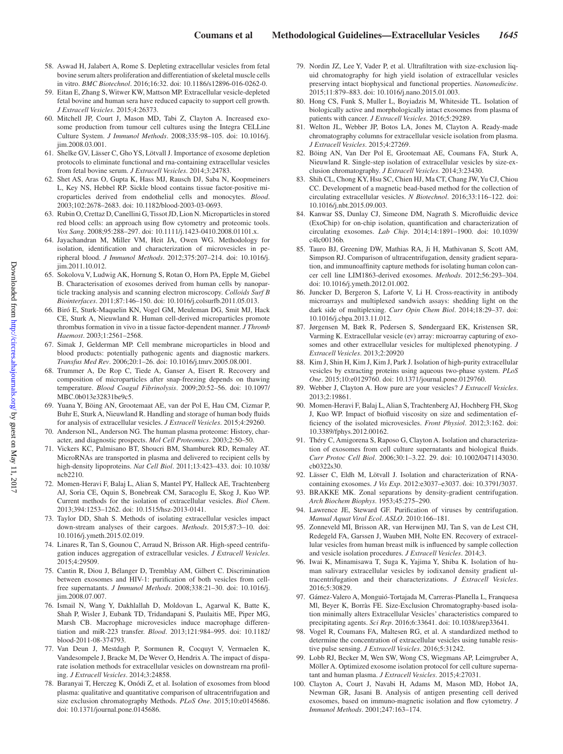58. Aswad H, Jalabert A, Rome S. Depleting extracellular vesicles from fetal bovine serum alters proliferation and differentiation of skeletal muscle cells in vitro. *BMC Biotechnol*. 2016;16:32. doi: 10.1186/s12896-016-0262-0.
59. Eitan E, Zhang S, Witwer KW, Mattson MP. Extracellular vesicle-depleted fetal bovine and human sera have reduced capacity to support cell growth. *J Extracell Vesicles*. 2015;4:26373.
60. Mitchell JP, Court J, Mason MD, Tabi Z, Clayton A. Increased exosome production from tumour cell cultures using the Integra CELLine Culture System. *J Immunol Methods*. 2008;335:98–105. doi: 10.1016/j.jim.2008.03.001.
61. Shelke GV, Lässer C, Gho YS, Lötvall J. Importance of exosome depletion protocols to eliminate functional and rna-containing extracellular vesicles from fetal bovine serum. *J Extracell Vesicles*. 2014;3:24783.
62. Shet AS, Aras O, Gupta K, Hass MJ, Rausch DJ, Saba N, Koopmeiners L, Key NS, Hebbel RP. Sickle blood contains tissue factor-positive microparticles derived from endothelial cells and monocytes. *Blood*. 2003;102:2678–2683. doi: 10.1182/blood-2003-03-0693.
63. Rubin O, Crettaz D, Canellini G, Tissot JD, Lion N. Microparticles in stored red blood cells: an approach using flow cytometry and proteomic tools. *Vox Sang*. 2008;95:288–297. doi: 10.1111/j.1423-0410.2008.01101.x.
64. Jayachandran M, Miller VM, Heit JA, Owen WG. Methodology for isolation, identification and characterization of microvesicles in peripheral blood. *J Immunol Methods*. 2012;375:207–214. doi: 10.1016/j.jim.2011.10.012.
65. Sokolova V, Ludwig AK, Hornung S, Rotan O, Horn PA, Epple M, Giebel B. Characterisation of exosomes derived from human cells by nanoparticle tracking analysis and scanning electron microscopy. *Colloids Surf B Biointerfaces*. 2011;87:146–150. doi: 10.1016/j.colsurfb.2011.05.013.
66. Biró E, Sturk-Maquelin KN, Vogel GM, Meuleman DG, Smit MJ, Hack CE, Sturk A, Nieuwland R. Human cell-derived microparticles promote thrombus formation in vivo in a tissue factor-dependent manner. *J Thromb Haemost*. 2003;1:2561–2568.
67. Simak J, Gelderman MP. Cell membrane microparticles in blood and blood products: potentially pathogenic agents and diagnostic markers. *Transfus Med Rev*. 2006;20:1–26. doi: 10.1016/j.tmrv.2005.08.001.
68. Trummer A, De Rop C, Tiede A, Ganser A, Eisert R. Recovery and composition of microparticles after snap-freezing depends on thawing temperature. *Blood Coagul Fibrinolysis*. 2009;20:52–56. doi: 10.1097/MBC.0b013e32831be9c5.
69. Yuana Y, Böing AN, Grootemaat AE, van der Pol E, Hau CM, Cizmar P, Buhr E, Sturk A, Nieuwland R. Handling and storage of human body fluids for analysis of extracellular vesicles. *J Extracell Vesicles*. 2015;4:29260.
70. Anderson NL, Anderson NG. The human plasma proteome: History, character, and diagnostic prospects. *Mol Cell Proteomics*. 2003;2:50–50.
71. Vickers KC, Palmisano BT, Shoucri BM, Shamburek RD, Remaley AT. MicroRNAs are transported in plasma and delivered to recipient cells by high-density lipoproteins. *Nat Cell Biol*. 2011;13:423–433. doi: 10.1038/ncb2210.
72. Momen-Heravi F, Balaj L, Alian S, Mantel PY, Halleck AE, Trachtenberg AJ, Soria CE, Oquin S, Bonebreak CM, Saracoglu E, Skog J, Kuo WP. Current methods for the isolation of extracellular vesicles. *Biol Chem*. 2013;394:1253–1262. doi: 10.1515/hsz-2013-0141.
73. Taylor DD, Shah S. Methods of isolating extracellular vesicles impact down-stream analyses of their cargoes. *Methods*. 2015;87:3–10. doi: 10.1016/j.ymeth.2015.02.019.
74. Linares R, Tan S, Gounou C, Arraud N, Brisson AR. High-speed centrifugation induces aggregation of extracellular vesicles. *J Extracell Vesicles*. 2015;4:29509.
75. Cantin R, Diou J, Bélanger D, Tremblay AM, Gilbert C. Discrimination between exosomes and HIV-1: purification of both vesicles from cell-free supernatants. *J Immunol Methods*. 2008;338:21–30. doi: 10.1016/j.jim.2008.07.007.
76. Ismail N, Wang Y, Dakhlallah D, Moldovan L, Agarwal K, Batte K, Shah P, Wisler J, Eubank TD, Tridandapani S, Paulaitis ME, Piper MG, Marsh CB. Macrophage microvesicles induce macrophage differentiation and miR-223 transfer. *Blood*. 2013;121:984–995. doi: 10.1182/blood-2011-08-374793.
77. Van Deun J, Mestdagh P, Sormunen R, Cocquyt V, Vermaelen K, Vandesompele J, Bracke M, De Wever O, Hendrix A. The impact of disparate isolation methods for extracellular vesicles on downstream rna profiling. *J Extracell Vesicles*. 2014;3:24858.
78. Baranyai T, Herczeg K, Onódi Z, et al. Isolation of exosomes from blood plasma: qualitative and quantitative comparison of ultracentrifugation and size exclusion chromatography Methods. *PLoS One*. 2015;10:e0145686. doi: 10.1371/journal.pone.0145686.
79. Nordin JZ, Lee Y, Vader P, et al. Ultrafiltration with size-exclusion liquid chromatography for high yield isolation of extracellular vesicles preserving intact biophysical and functional properties. *Nanomedicine*. 2015;11:879–883. doi: 10.1016/j.nano.2015.01.003.
80. Hong CS, Funk S, Muller L, Boyiadzis M, Whiteside TL. Isolation of biologically active and morphologically intact exosomes from plasma of patients with cancer. *J Extracell Vesicles*. 2016;5:29289.
81. Welton JL, Webber JP, Botos LA, Jones M, Clayton A. Ready-made chromatography columns for extracellular vesicle isolation from plasma. *J Extracell Vesicles*. 2015;4:27269.
82. Böing AN, Van Der Pol E, Grootemaat AE, Coumans FA, Sturk A, Nieuwland R. Single-step isolation of extracellular vesicles by size-exclusion chromatography. *J Extracell Vesicles*. 2014;3:23430.
83. Shih CL, Chong KY, Hsu SC, Chien HJ, Ma CT, Chang JW, Yu CJ, Chiou CC. Development of a magnetic bead-based method for the collection of circulating extracellular vesicles. *N Biotechnol*. 2016;33:116–122. doi: 10.1016/j.nbt.2015.09.003.
84. Kanwar SS, Dunlay CJ, Simeone DM, Nagrath S. Microfluidic device (ExoChip) for on-chip isolation, quantification and characterization of circulating exosomes. *Lab Chip*. 2014;14:1891–1900. doi: 10.1039/c4lc00136b.
85. Tauro BJ, Greening DW, Mathias RA, Ji H, Mathivanan S, Scott AM, Simpson RJ. Comparison of ultracentrifugation, density gradient separation, and immunoaffinity capture methods for isolating human colon cancer cell line LIM1863-derived exosomes. *Methods*. 2012;56:293–304. doi: 10.1016/j.ymeth.2012.01.002.
86. Juncker D, Bergeron S, Laforte V, Li H. Cross-reactivity in antibody microarrays and multiplexed sandwich assays: shedding light on the dark side of multiplexing. *Curr Opin Chem Biol*. 2014;18:29–37. doi: 10.1016/j.cbpa.2013.11.012.
87. Jørgensen M, Bæk R, Pedersen S, Søndergaard EK, Kristensen SR, Varming K. Extracellular vesicle (ev) array: microarray capturing of exosomes and other extracellular vesicles for multiplexed phenotyping. *J Extracell Vesicles*. 2013;2:20920
88. Kim J, Shin H, Kim J, Kim J, Park J. Isolation of high-purity extracellular vesicles by extracting proteins using aqueous two-phase system. *PLoS One*. 2015;10:e0129760. doi: 10.1371/journal.pone.0129760.
89. Webber J, Clayton A. How pure are your vesicles? *J Extracell Vesicles*. 2013;2:19861.
90. Momen-Heravi F, Balaj L, Alian S, Trachtenberg AJ, Hochberg FH, Skog J, Kuo WP. Impact of biofluid viscosity on size and sedimentation efficiency of the isolated microvesicles. *Front Physiol*. 2012;3:162. doi: 10.3389/fphys.2012.00162.
91. Théry C, Amigorena S, Raposo G, Clayton A. Isolation and characterization of exosomes from cell culture supernatants and biological fluids. *Curr Protoc Cell Biol*. 2006;30:1–3.22. 29. doi: 10.1002/0471143030.cb0322s30.
92. Lässer C, Eldh M, Lötvall J. Isolation and characterization of RNA-containing exosomes. *J Vis Exp*. 2012:e3037–e3037. doi: 10.3791/3037.
93. BRAKKE MK. Zonal separations by density-gradient centrifugation. *Arch Biochem Biophys*. 1953;45:275–290.
94. Lawrence JE, Steward GF. Purification of viruses by centrifugation. *Manual Aquat Viral Ecol. ASLO*. 2010:166–181.
95. Zonneveld MI, Brisson AR, van Herwijnen MJ, Tan S, van de Lest CH, Redegeld FA, Garssen J, Wauben MH, Nolte EN. Recovery of extracellular vesicles from human breast milk is influenced by sample collection and vesicle isolation procedures. *J Extracell Vesicles*. 2014;3.
96. Iwai K, Minamisawa T, Suga K, Yajima Y, Shiba K. Isolation of human salivary extracellular vesicles by iodixanol density gradient ultracentrifugation and their characterizations. *J Extracell Vesicles*. 2016;5:30829.
97. Gámez-Valero A, Monguió-Tortajada M, Carreras-Planella L, Franquesa Ml, Beyer K, Borràs FE. Size-Exclusion Chromatography-based isolation minimally alters Extracellular Vesicles' characteristics compared to precipitating agents. *Sci Rep*. 2016;6:33641. doi: 10.1038/srep33641.
98. Vogel R, Coumans FA, Maltesen RG, et al. A standardized method to determine the concentration of extracellular vesicles using tunable resistive pulse sensing. *J Extracell Vesicles*. 2016;5:31242.
99. Lobb RJ, Becker M, Wen SW, Wong CS, Wiegmans AP, Leimgruber A, Möller A. Optimized exosome isolation protocol for cell culture supernatant and human plasma. *J Extracell Vesicles*. 2015;4:27031.
100. Clayton A, Court J, Navabi H, Adams M, Mason MD, Hobot JA, Newman GR, Jasani B. Analysis of antigen presenting cell derived exosomes, based on immuno-magnetic isolation and flow cytometry. *J Immunol Methods*. 2001;247:163–174.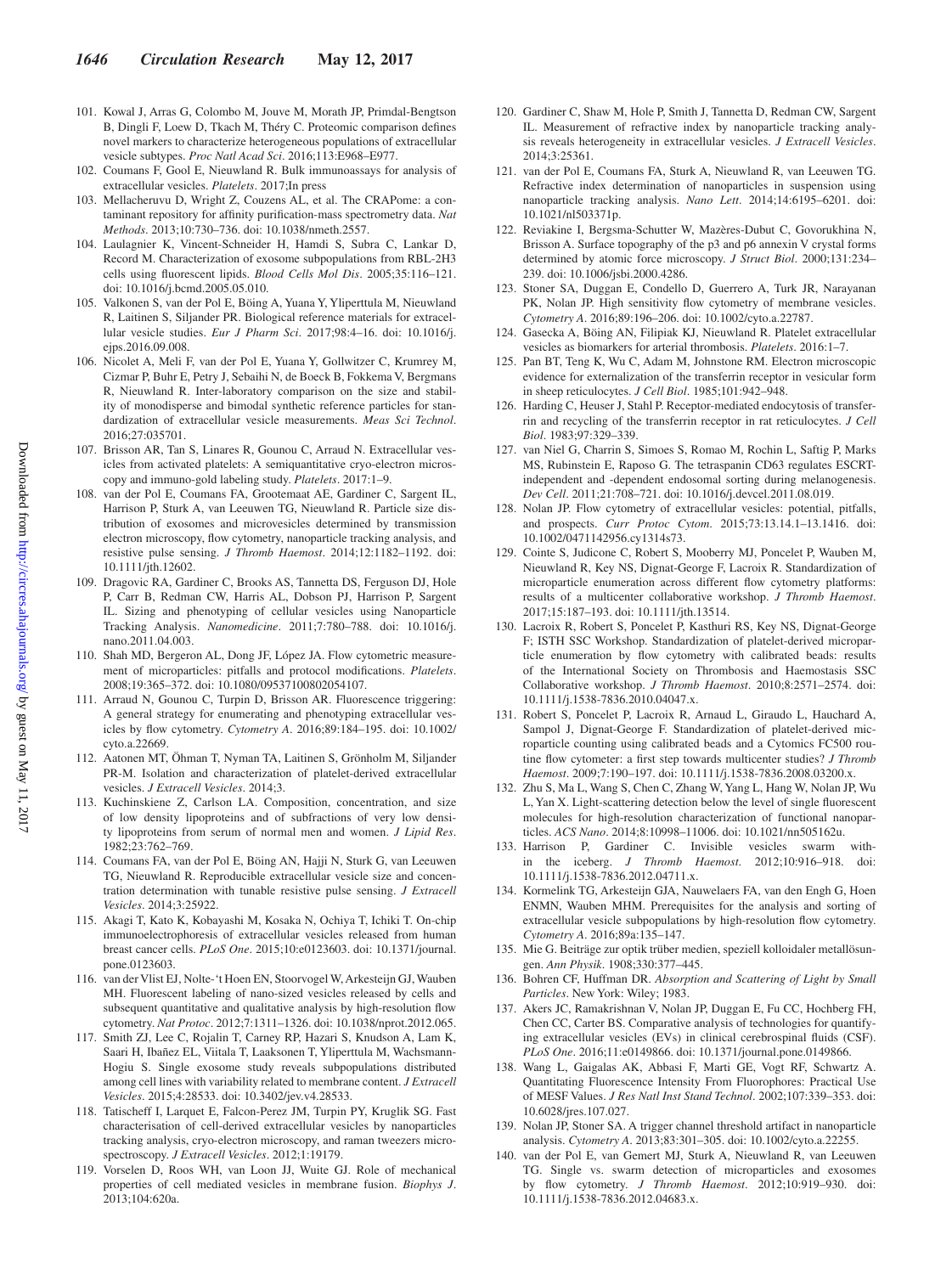101. Kowal J, Arras G, Colombo M, Jouve M, Morath JP, Primdal-Bengtson B, Dingli F, Loew D, Tkach M, Théry C. Proteomic comparison defines novel markers to characterize heterogeneous populations of extracellular vesicle subtypes. *Proc Natl Acad Sci*. 2016;113:E968–E977.
102. Coumans F, Gool E, Nieuwland R. Bulk immunoassays for analysis of extracellular vesicles. *Platelets*. 2017;In press
103. Mellacheruvu D, Wright Z, Couzens AL, et al. The CRAPome: a contaminant repository for affinity purification-mass spectrometry data. *Nat Methods*. 2013;10:730–736. doi: 10.1038/nmeth.2557.
104. Laulagnier K, Vincent-Schneider H, Hamdi S, Subra C, Lankar D, Record M. Characterization of exosome subpopulations from RBL-2H3 cells using fluorescent lipids. *Blood Cells Mol Dis*. 2005;35:116–121. doi: 10.1016/j.bcmd.2005.05.010.
105. Valkonen S, van der Pol E, Böing A, Yuana Y, Yliperttula M, Nieuwland R, Laitinen S, Siljander PR. Biological reference materials for extracellular vesicle studies. *Eur J Pharm Sci*. 2017;98:4–16. doi: 10.1016/j.ejps.2016.09.008.
106. Nicolet A, Meli F, van der Pol E, Yuana Y, Gollwitzer C, Krumrey M, Cizmar P, Buhr E, Petry J, Sebaihi N, de Boeck B, Fokkema V, Bergmans R, Nieuwland R. Inter-laboratory comparison on the size and stability of monodisperse and bimodal synthetic reference particles for standardization of extracellular vesicle measurements. *Meas Sci Technol*. 2016;27:035701.
107. Brisson AR, Tan S, Linares R, Gounou C, Arraud N. Extracellular vesicles from activated platelets: A semiquantitative cryo-electron microscopy and immuno-gold labeling study. *Platelets*. 2017:1–9.
108. van der Pol E, Coumans FA, Grootemaat AE, Gardiner C, Sargent IL, Harrison P, Sturk A, van Leeuwen TG, Nieuwland R. Particle size distribution of exosomes and microvesicles determined by transmission electron microscopy, flow cytometry, nanoparticle tracking analysis, and resistive pulse sensing. *J Thromb Haemost*. 2014;12:1182–1192. doi: 10.1111/jth.12602.
109. Dragovic RA, Gardiner C, Brooks AS, Tannetta DS, Ferguson DJ, Hole P, Carr B, Redman CW, Harris AL, Dobson PJ, Harrison P, Sargent IL. Sizing and phenotyping of cellular vesicles using Nanoparticle Tracking Analysis. *Nanomedicine*. 2011;7:780–788. doi: 10.1016/j.nano.2011.04.003.
110. Shah MD, Bergeron AL, Dong JF, López JA. Flow cytometric measurement of microparticles: pitfalls and protocol modifications. *Platelets*. 2008;19:365–372. doi: 10.1080/09537100802054107.
111. Arraud N, Gounou C, Turpin D, Brisson AR. Fluorescence triggering: A general strategy for enumerating and phenotyping extracellular vesicles by flow cytometry. *Cytometry A*. 2016;89:184–195. doi: 10.1002/cyto.a.22669.
112. Aatonen MT, Öhman T, Nyman TA, Laitinen S, Grönholm M, Siljander PR-M. Isolation and characterization of platelet-derived extracellular vesicles. *J Extracell Vesicles*. 2014;3.
113. Kuchinskiene Z, Carlson LA. Composition, concentration, and size of low density lipoproteins and of subfractions of very low density lipoproteins from serum of normal men and women. *J Lipid Res*. 1982;23:762–769.
114. Coumans FA, van der Pol E, Böing AN, Hajji N, Sturk G, van Leeuwen TG, Nieuwland R. Reproducible extracellular vesicle size and concentration determination with tunable resistive pulse sensing. *J Extracell Vesicles*. 2014;3:25922.
115. Akagi T, Kato K, Kobayashi M, Kosaka N, Ochiya T, Ichiki T. On-chip immunoelectrophoresis of extracellular vesicles released from human breast cancer cells. *PLoS One*. 2015;10:e0123603. doi: 10.1371/journal.pone.0123603.
116. van der Vlist EJ, Nolte-'t Hoen EN, Stoorvogel W, Arkesteijn GJ, Wauben MH. Fluorescent labeling of nano-sized vesicles released by cells and subsequent quantitative and qualitative analysis by high-resolution flow cytometry. *Nat Protoc*. 2012;7:1311–1326. doi: 10.1038/nprot.2012.065.
117. Smith ZJ, Lee C, Rojalin T, Carney RP, Hazari S, Knudson A, Lam K, Saari H, Ibañez EL, Viitala T, Laaksonen T, Yliperttula M, Wachsmann-Hogiu S. Single exosome study reveals subpopulations distributed among cell lines with variability related to membrane content. *J Extracell Vesicles*. 2015;4:28533. doi: 10.3402/jev.v4.28533.
118. Tatischeff I, Larquet E, Falcon-Perez JM, Turpin PY, Kruglik SG. Fast characterisation of cell-derived extracellular vesicles by nanoparticles tracking analysis, cryo-electron microscopy, and raman tweezers microspectroscopy. *J Extracell Vesicles*. 2012;1:19179.
119. Vorselen D, Roos WH, van Loon JJ, Wuite GJ. Role of mechanical properties of cell mediated vesicles in membrane fusion. *Biophys J*. 2013;104:620a.
120. Gardiner C, Shaw M, Hole P, Smith J, Tannetta D, Redman CW, Sargent IL. Measurement of refractive index by nanoparticle tracking analysis reveals heterogeneity in extracellular vesicles. *J Extracell Vesicles*. 2014;3:25361.
121. van der Pol E, Coumans FA, Sturk A, Nieuwland R, van Leeuwen TG. Refractive index determination of nanoparticles in suspension using nanoparticle tracking analysis. *Nano Lett*. 2014;14:6195–6201. doi: 10.1021/nl503371p.
122. Reviakine I, Bergsma-Schutter W, Mazères-Dubut C, Govorukhina N, Brisson A. Surface topography of the p3 and p6 annexin V crystal forms determined by atomic force microscopy. *J Struct Biol*. 2000;131:234–239. doi: 10.1006/jsbi.2000.4286.
123. Stoner SA, Duggan E, Condello D, Guerrero A, Turk JR, Narayanan PK, Nolan JP. High sensitivity flow cytometry of membrane vesicles. *Cytometry A*. 2016;89:196–206. doi: 10.1002/cyto.a.22787.
124. Gasecka A, Böing AN, Filipiak KJ, Nieuwland R. Platelet extracellular vesicles as biomarkers for arterial thrombosis. *Platelets*. 2016:1–7.
125. Pan BT, Teng K, Wu C, Adam M, Johnstone RM. Electron microscopic evidence for externalization of the transferrin receptor in vesicular form in sheep reticulocytes. *J Cell Biol*. 1985;101:942–948.
126. Harding C, Heuser J, Stahl P. Receptor-mediated endocytosis of transferrin and recycling of the transferrin receptor in rat reticulocytes. *J Cell Biol*. 1983;97:329–339.
127. van Niel G, Charrin S, Simoes S, Romao M, Rochin L, Saftig P, Marks MS, Rubinstein E, Raposo G. The tetraspanin CD63 regulates ESCRT-independent and -dependent endosomal sorting during melanogenesis. *Dev Cell*. 2011;21:708–721. doi: 10.1016/j.devcel.2011.08.019.
128. Nolan JP. Flow cytometry of extracellular vesicles: potential, pitfalls, and prospects. *Curr Protoc Cytom*. 2015;73:13.14.1–13.1416. doi: 10.1002/0471142956.cy1314s73.
129. Cointe S, Judicone C, Robert S, Mooberry MJ, Poncelet P, Wauben M, Nieuwland R, Key NS, Dignat-George F, Lacroix R. Standardization of microparticle enumeration across different flow cytometry platforms: results of a multicenter collaborative workshop. *J Thromb Haemost*. 2017;15:187–193. doi: 10.1111/jth.13514.
130. Lacroix R, Robert S, Poncelet P, Kasthuri RS, Key NS, Dignat-George F; ISTH SSC Workshop. Standardization of platelet-derived microparticle enumeration by flow cytometry with calibrated beads: results of the International Society on Thrombosis and Haemostasis SSC Collaborative workshop. *J Thromb Haemost*. 2010;8:2571–2574. doi: 10.1111/j.1538-7836.2010.04047.x.
131. Robert S, Poncelet P, Lacroix R, Arnaud L, Giraudo L, Hauchard A, Sampol J, Dignat-George F. Standardization of platelet-derived microparticle counting using calibrated beads and a Cytomics FC500 routine flow cytometer: a first step towards multicenter studies? *J Thromb Haemost*. 2009;7:190–197. doi: 10.1111/j.1538-7836.2008.03200.x.
132. Zhu S, Ma L, Wang S, Chen C, Zhang W, Yang L, Hang W, Nolan JP, Wu L, Yan X. Light-scattering detection below the level of single fluorescent molecules for high-resolution characterization of functional nanoparticles. *ACS Nano*. 2014;8:10998–11006. doi: 10.1021/nn505162u.
133. Harrison P, Gardiner C. Invisible vesicles swarm within the iceberg. *J Thromb Haemost*. 2012;10:916–918. doi: 10.1111/j.1538-7836.2012.04711.x.
134. Kormelink TG, Arkesteijn GJA, Nauwelaers FA, van den Engh G, Hoen ENMN, Wauben MHM. Prerequisites for the analysis and sorting of extracellular vesicle subpopulations by high-resolution flow cytometry. *Cytometry A*. 2016;89a:135–147.
135. Mie G. Beiträge zur optik trüber medien, speziell kolloidaler metallösungen. *Ann Physik*. 1908;330:377–445.
136. Bohren CF, Huffman DR. *Absorption and Scattering of Light by Small Particles*. New York: Wiley; 1983.
137. Akers JC, Ramakrishnan V, Nolan JP, Duggan E, Fu CC, Hochberg FH, Chen CC, Carter BS. Comparative analysis of technologies for quantifying extracellular vesicles (EVs) in clinical cerebrospinal fluids (CSF). *PLoS One*. 2016;11:e0149866. doi: 10.1371/journal.pone.0149866.
138. Wang L, Gaigalas AK, Abbasi F, Marti GE, Vogt RF, Schwartz A. Quantitating Fluorescence Intensity From Fluorophores: Practical Use of MESF Values. *J Res Natl Inst Stand Technol*. 2002;107:339–353. doi: 10.6028/jres.107.027.
139. Nolan JP, Stoner SA. A trigger channel threshold artifact in nanoparticle analysis. *Cytometry A*. 2013;83:301–305. doi: 10.1002/cyto.a.22255.
140. van der Pol E, van Gemert MJ, Sturk A, Nieuwland R, van Leeuwen TG. Single vs. swarm detection of microparticles and exosomes by flow cytometry. *J Thromb Haemost*. 2012;10:919–930. doi: 10.1111/j.1538-7836.2012.04683.x.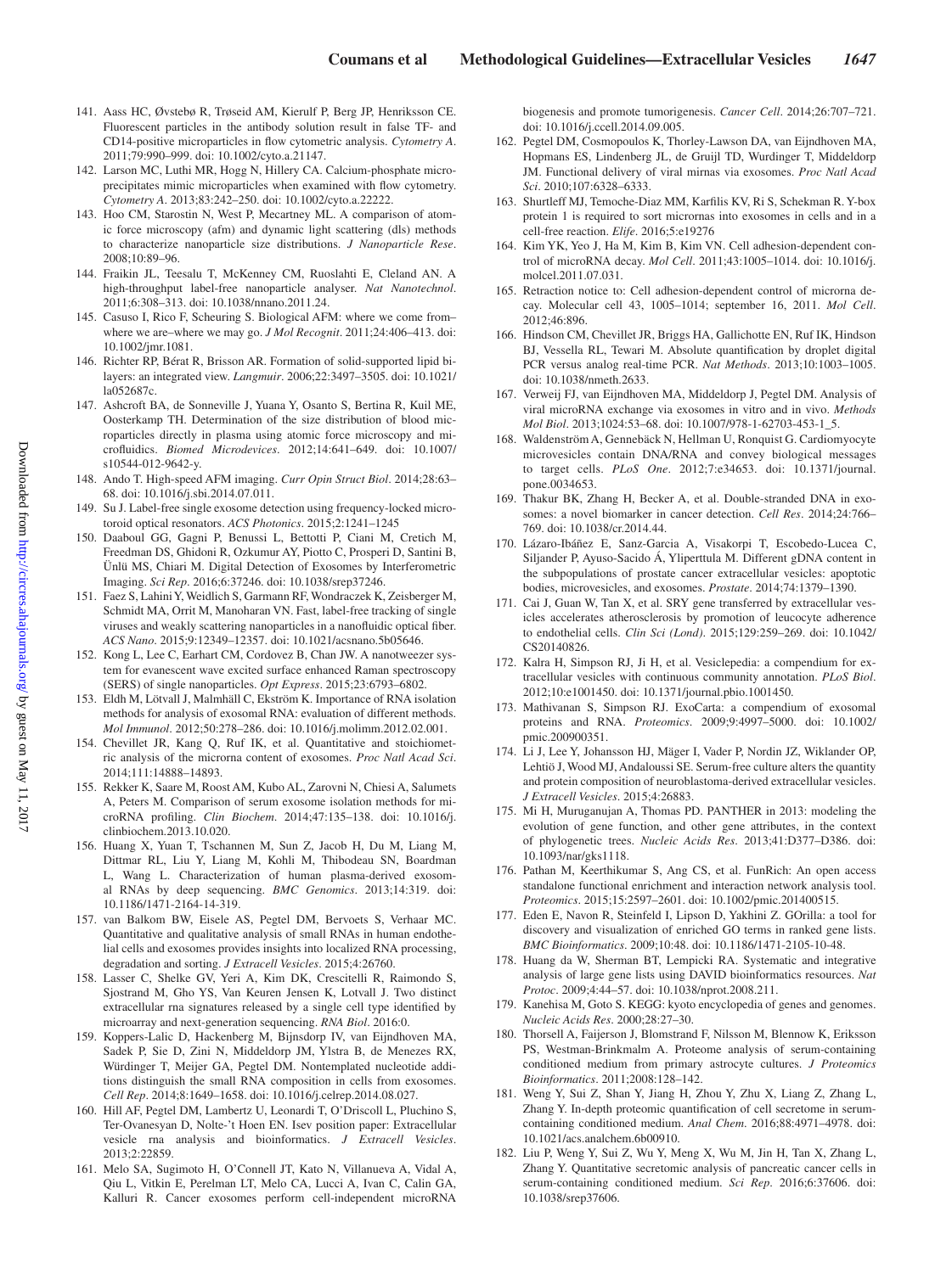141. Aass HC, Øvstebø R, Trøseid AM, Kierulf P, Berg JP, Henriksson CE. Fluorescent particles in the antibody solution result in false TF- and CD14-positive microparticles in flow cytometric analysis. *Cytometry A*. 2011;79:990–999. doi: 10.1002/cyto.a.21147.
142. Larson MC, Luthi MR, Hogg N, Hillery CA. Calcium-phosphate microprecipitates mimic microparticles when examined with flow cytometry. *Cytometry A*. 2013;83:242–250. doi: 10.1002/cyto.a.22222.
143. Hoo CM, Starostin N, West P, Mecartney ML. A comparison of atomic force microscopy (afm) and dynamic light scattering (dls) methods to characterize nanoparticle size distributions. *J Nanoparticle Rese*. 2008;10:89–96.
144. Fraikin JL, Teesalu T, McKenney CM, Ruoslahti E, Cleland AN. A high-throughput label-free nanoparticle analyser. *Nat Nanotechnol*. 2011;6:308–313. doi: 10.1038/nnano.2011.24.
145. Casuso I, Rico F, Scheuring S. Biological AFM: where we come from–where we are–where we may go. *J Mol Recognit*. 2011;24:406–413. doi: 10.1002/jmr.1081.
146. Richter RP, Bérat R, Brisson AR. Formation of solid-supported lipid bilayers: an integrated view. *Langmuir*. 2006;22:3497–3505. doi: 10.1021/la052687c.
147. Ashcroft BA, de Sonneville J, Yuana Y, Osanto S, Bertina R, Kuil ME, Oosterkamp TH. Determination of the size distribution of blood microparticles directly in plasma using atomic force microscopy and microfluidics. *Biomed Microdevices*. 2012;14:641–649. doi: 10.1007/s10544-012-9642-y.
148. Ando T. High-speed AFM imaging. *Curr Opin Struct Biol*. 2014;28:63–68. doi: 10.1016/j.sbi.2014.07.011.
149. Su J. Label-free single exosome detection using frequency-locked microtoroid optical resonators. *ACS Photonics*. 2015;2:1241–1245
150. Daaboul GG, Gagni P, Benussi L, Bettotti P, Ciani M, Cretich M, Freedman DS, Ghidoni R, Ozkumur AY, Piotto C, Prosperi D, Santini B, Ünlü MS, Chiari M. Digital Detection of Exosomes by Interferometric Imaging. *Sci Rep*. 2016;6:37246. doi: 10.1038/srep37246.
151. Faez S, Lahini Y, Weidlich S, Garmann RF, Wondraczek K, Zeisberger M, Schmidt MA, Orrit M, Manoharan VN. Fast, label-free tracking of single viruses and weakly scattering nanoparticles in a nanofluidic optical fiber. *ACS Nano*. 2015;9:12349–12357. doi: 10.1021/acsnano.5b05646.
152. Kong L, Lee C, Earhart CM, Cordovez B, Chan JW. A nanotweezer system for evanescent wave excited surface enhanced Raman spectroscopy (SERS) of single nanoparticles. *Opt Express*. 2015;23:6793–6802.
153. Eldh M, Lötvall J, Malmhäll C, Ekström K. Importance of RNA isolation methods for analysis of exosomal RNA: evaluation of different methods. *Mol Immunol*. 2012;50:278–286. doi: 10.1016/j.molimm.2012.02.001.
154. Chevillet JR, Kang Q, Ruf IK, et al. Quantitative and stoichiometric analysis of the microrna content of exosomes. *Proc Natl Acad Sci*. 2014;111:14888–14893.
155. Rekker K, Saare M, Roost AM, Kubo AL, Zarovni N, Chiesi A, Salumets A, Peters M. Comparison of serum exosome isolation methods for microRNA profiling. *Clin Biochem*. 2014;47:135–138. doi: 10.1016/j.clinbiochem.2013.10.020.
156. Huang X, Yuan T, Tschannen M, Sun Z, Jacob H, Du M, Liang M, Dittmar RL, Liu Y, Liang M, Kohli M, Thibodeau SN, Boardman L, Wang L. Characterization of human plasma-derived exosomal RNAs by deep sequencing. *BMC Genomics*. 2013;14:319. doi: 10.1186/1471-2164-14-319.
157. van Balkom BW, Eisele AS, Pegtel DM, Bervoets S, Verhaar MC. Quantitative and qualitative analysis of small RNAs in human endothelial cells and exosomes provides insights into localized RNA processing, degradation and sorting. *J Extracell Vesicles*. 2015;4:26760.
158. Lasser C, Shelke GV, Yeri A, Kim DK, Crescitelli R, Raimondo S, Sjostrand M, Gho YS, Van Keuren Jensen K, Lotvall J. Two distinct extracellular rna signatures released by a single cell type identified by microarray and next-generation sequencing. *RNA Biol*. 2016:0.
159. Koppers-Lalic D, Hackenberg M, Bijnsdorp IV, van Eijndhoven MA, Sadek P, Sie D, Zini N, Middeldorp JM, Ylstra B, de Menezes RX, Würdinger T, Meijer GA, Pegtel DM. Nontemplated nucleotide additions distinguish the small RNA composition in cells from exosomes. *Cell Rep*. 2014;8:1649–1658. doi: 10.1016/j.celrep.2014.08.027.
160. Hill AF, Pegtel DM, Lambertz U, Leonardi T, O'Driscoll L, Pluchino S, Ter-Ovanesyan D, Nolte-'t Hoen EN. Isev position paper: Extracellular vesicle rna analysis and bioinformatics. *J Extracell Vesicles*. 2013;2:22859.
161. Melo SA, Sugimoto H, O'Connell JT, Kato N, Villanueva A, Vidal A, Qiu L, Vitkin E, Perelman LT, Melo CA, Lucci A, Ivan C, Calin GA, Kalluri R. Cancer exosomes perform cell-independent microRNA biogenesis and promote tumorigenesis. *Cancer Cell*. 2014;26:707–721. doi: 10.1016/j.ccell.2014.09.005.
162. Pegtel DM, Cosmopoulos K, Thorley-Lawson DA, van Eijndhoven MA, Hopmans ES, Lindenberg JL, de Gruijl TD, Wurdinger T, Middeldorp JM. Functional delivery of viral mirnas via exosomes. *Proc Natl Acad Sci*. 2010;107:6328–6333.
163. Shurtleff MJ, Temoche-Diaz MM, Karfilis KV, Ri S, Schekman R. Y-box protein 1 is required to sort micrornas into exosomes in cells and in a cell-free reaction. *Elife*. 2016;5:e19276
164. Kim YK, Yeo J, Ha M, Kim B, Kim VN. Cell adhesion-dependent control of microRNA decay. *Mol Cell*. 2011;43:1005–1014. doi: 10.1016/j.molcel.2011.07.031.
165. Retraction notice to: Cell adhesion-dependent control of microrna decay. Molecular cell 43, 1005–1014; september 16, 2011. *Mol Cell*. 2012;46:896.
166. Hindson CM, Chevillet JR, Briggs HA, Gallichotte EN, Ruf IK, Hindson BJ, Vessella RL, Tewari M. Absolute quantification by droplet digital PCR versus analog real-time PCR. *Nat Methods*. 2013;10:1003–1005. doi: 10.1038/nmeth.2633.
167. Verweij FJ, van Eijndhoven MA, Middeldorp J, Pegtel DM. Analysis of viral microRNA exchange via exosomes in vitro and in vivo. *Methods Mol Biol*. 2013;1024:53–68. doi: 10.1007/978-1-62703-453-1_5.
168. Waldenström A, Gennebäck N, Hellman U, Ronquist G. Cardiomyocyte microvesicles contain DNA/RNA and convey biological messages to target cells. *PLoS One*. 2012;7:e34653. doi: 10.1371/journal.pone.0034653.
169. Thakur BK, Zhang H, Becker A, et al. Double-stranded DNA in exosomes: a novel biomarker in cancer detection. *Cell Res*. 2014;24:766–769. doi: 10.1038/cr.2014.44.
170. Lázaro-Ibáñez E, Sanz-Garcia A, Visakorpi T, Escobedo-Lucea C, Siljander P, Ayuso-Sacido Á, Yliperttula M. Different gDNA content in the subpopulations of prostate cancer extracellular vesicles: apoptotic bodies, microvesicles, and exosomes. *Prostate*. 2014;74:1379–1390.
171. Cai J, Guan W, Tan X, et al. SRY gene transferred by extracellular vesicles accelerates atherosclerosis by promotion of leucocyte adherence to endothelial cells. *Clin Sci (Lond)*. 2015;129:259–269. doi: 10.1042/CS20140826.
172. Kalra H, Simpson RJ, Ji H, et al. Vesiclepedia: a compendium for extracellular vesicles with continuous community annotation. *PLoS Biol*. 2012;10:e1001450. doi: 10.1371/journal.pbio.1001450.
173. Mathivanan S, Simpson RJ. ExoCarta: a compendium of exosomal proteins and RNA. *Proteomics*. 2009;9:4997–5000. doi: 10.1002/pmic.200900351.
174. Li J, Lee Y, Johansson HJ, Mäger I, Vader P, Nordin JZ, Wiklander OP, Lehtiö J, Wood MJ, Andaloussi SE. Serum-free culture alters the quantity and protein composition of neuroblastoma-derived extracellular vesicles. *J Extracell Vesicles*. 2015;4:26883.
175. Mi H, Muruganujan A, Thomas PD. PANTHER in 2013: modeling the evolution of gene function, and other gene attributes, in the context of phylogenetic trees. *Nucleic Acids Res*. 2013;41:D377–D386. doi: 10.1093/nar/gks1118.
176. Pathan M, Keerthikumar S, Ang CS, et al. FunRich: An open access standalone functional enrichment and interaction network analysis tool. *Proteomics*. 2015;15:2597–2601. doi: 10.1002/pmic.201400515.
177. Eden E, Navon R, Steinfeld I, Lipson D, Yakhini Z. GOrilla: a tool for discovery and visualization of enriched GO terms in ranked gene lists. *BMC Bioinformatics*. 2009;10:48. doi: 10.1186/1471-2105-10-48.
178. Huang da W, Sherman BT, Lempicki RA. Systematic and integrative analysis of large gene lists using DAVID bioinformatics resources. *Nat Protoc*. 2009;4:44–57. doi: 10.1038/nprot.2008.211.
179. Kanehisa M, Goto S. KEGG: kyoto encyclopedia of genes and genomes. *Nucleic Acids Res*. 2000;28:27–30.
180. Thorsell A, Faijerson J, Blomstrand F, Nilsson M, Blennow K, Eriksson PS, Westman-Brinkmalm A. Proteome analysis of serum-containing conditioned medium from primary astrocyte cultures. *J Proteomics Bioinformatics*. 2011;2008:128–142.
181. Weng Y, Sui Z, Shan Y, Jiang H, Zhou Y, Zhu X, Liang Z, Zhang L, Zhang Y. In-depth proteomic quantification of cell secretome in serum-containing conditioned medium. *Anal Chem*. 2016;88:4971–4978. doi: 10.1021/acs.analchem.6b00910.
182. Liu P, Weng Y, Sui Z, Wu Y, Meng X, Wu M, Jin H, Tan X, Zhang L, Zhang Y. Quantitative secretomic analysis of pancreatic cancer cells in serum-containing conditioned medium. *Sci Rep*. 2016;6:37606. doi: 10.1038/srep37606.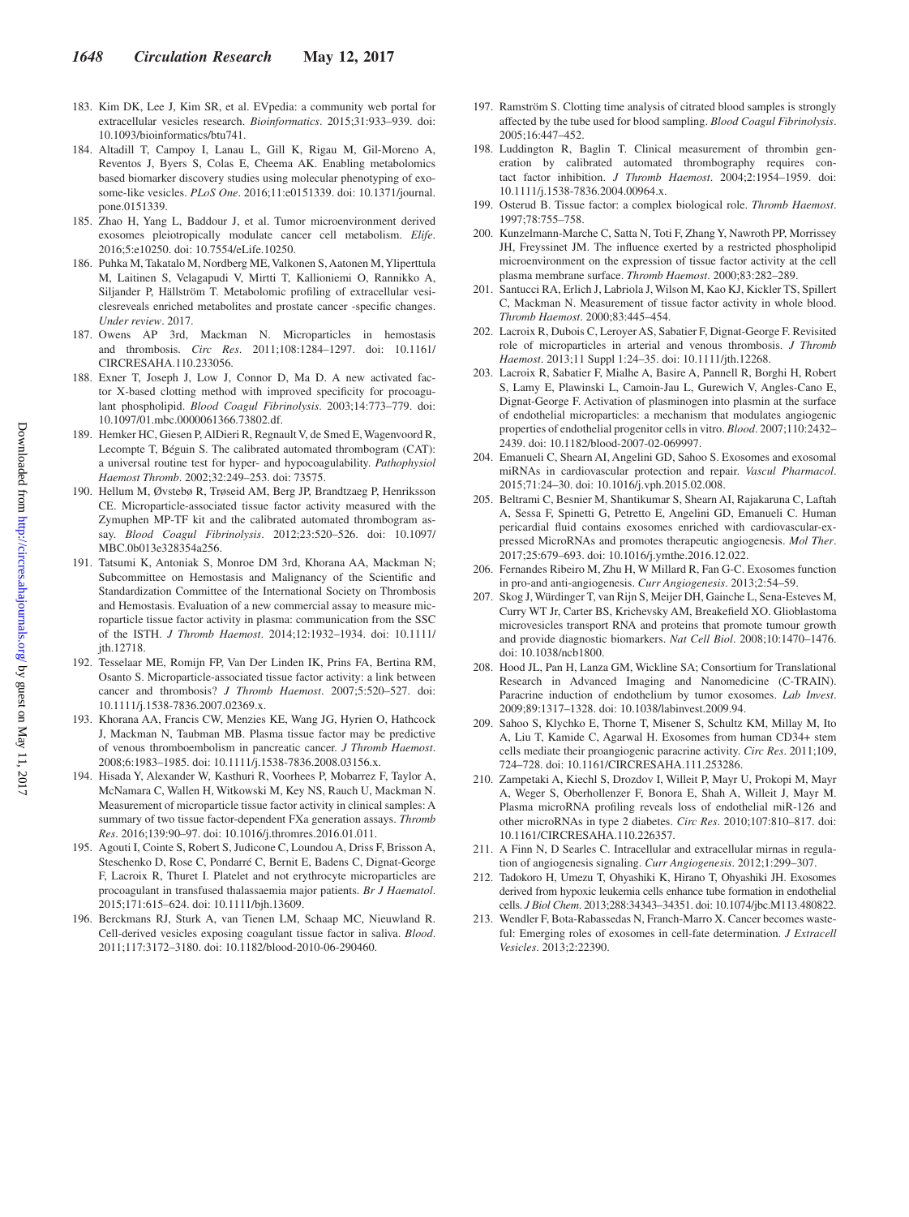183. Kim DK, Lee J, Kim SR, et al. EVpedia: a community web portal for extracellular vesicles research. *Bioinformatics*. 2015;31:933–939. doi: 10.1093/bioinformatics/btu741.

184. Altadill T, Campoy I, Lanau L, Gill K, Rigau M, Gil-Moreno A, Reventos J, Byers S, Colas E, Cheema AK. Enabling metabolomics based biomarker discovery studies using molecular phenotyping of exosome-like vesicles. *PLoS One*. 2016;11:e0151339. doi: 10.1371/journal.pone.0151339.

185. Zhao H, Yang L, Baddour J, et al. Tumor microenvironment derived exosomes pleiotropically modulate cancer cell metabolism. *Elife*. 2016;5:e10250. doi: 10.7554/eLife.10250.

186. Puhka M, Takatalo M, Nordberg ME, Valkonen S, Aatonen M, Yliperttula M, Laitinen S, Velagapudi V, Mirtti T, Kallioniemi O, Rannikko A, Siljander P, Hällström T. Metabolomic profiling of extracellular vesiclesreveals enriched metabolites and prostate cancer -specific changes. *Under review*. 2017.

187. Owens AP 3rd, Mackman N. Microparticles in hemostasis and thrombosis. *Circ Res*. 2011;108:1284–1297. doi: 10.1161/CIRCRESAHA.110.233056.

188. Exner T, Joseph J, Low J, Connor D, Ma D. A new activated factor X-based clotting method with improved specificity for procoagulant phospholipid. *Blood Coagul Fibrinolysis*. 2003;14:773–779. doi: 10.1097/01.mbc.0000061366.73802.df.

189. Hemker HC, Giesen P, AlDieri R, Regnault V, de Smed E, Wagenvoord R, Lecompte T, Béguin S. The calibrated automated thrombogram (CAT): a universal routine test for hyper- and hypocoagulability. *Pathophysiol Haemost Thromb*. 2002;32:249–253. doi: 73575.

190. Hellum M, Øvstebø R, Trøseid AM, Berg JP, Brandtzaeg P, Henriksson CE. Microparticle-associated tissue factor activity measured with the Zymuphen MP-TF kit and the calibrated automated thrombogram assay. *Blood Coagul Fibrinolysis*. 2012;23:520–526. doi: 10.1097/MBC.0b013e328354a256.

191. Tatsumi K, Antoniak S, Monroe DM 3rd, Khorana AA, Mackman N; Subcommittee on Hemostasis and Malignancy of the Scientific and Standardization Committee of the International Society on Thrombosis and Hemostasis. Evaluation of a new commercial assay to measure microparticle tissue factor activity in plasma: communication from the SSC of the ISTH. *J Thromb Haemost*. 2014;12:1932–1934. doi: 10.1111/jth.12718.

192. Tesselaar ME, Romijn FP, Van Der Linden IK, Prins FA, Bertina RM, Osanto S. Microparticle-associated tissue factor activity: a link between cancer and thrombosis? *J Thromb Haemost*. 2007;5:520–527. doi: 10.1111/j.1538-7836.2007.02369.x.

193. Khorana AA, Francis CW, Menzies KE, Wang JG, Hyrien O, Hathcock J, Mackman N, Taubman MB. Plasma tissue factor may be predictive of venous thromboembolism in pancreatic cancer. *J Thromb Haemost*. 2008;6:1983–1985. doi: 10.1111/j.1538-7836.2008.03156.x.

194. Hisada Y, Alexander W, Kasthuri R, Voorhees P, Mobarrez F, Taylor A, McNamara C, Wallen H, Witkowski M, Key NS, Rauch U, Mackman N. Measurement of microparticle tissue factor activity in clinical samples: A summary of two tissue factor-dependent FXa generation assays. *Thromb Res*. 2016;139:90–97. doi: 10.1016/j.thromres.2016.01.011.

195. Agouti I, Cointe S, Robert S, Judicone C, Loundou A, Driss F, Brisson A, Steschenko D, Rose C, Pondarré C, Bernit E, Badens C, Dignat-George F, Lacroix R, Thuret I. Platelet and not erythrocyte microparticles are procoagulant in transfused thalassaemia major patients. *Br J Haematol*. 2015;171:615–624. doi: 10.1111/bjh.13609.

196. Berckmans RJ, Sturk A, van Tienen LM, Schaap MC, Nieuwland R. Cell-derived vesicles exposing coagulant tissue factor in saliva. *Blood*. 2011;117:3172–3180. doi: 10.1182/blood-2010-06-290460.

197. Ramström S. Clotting time analysis of citrated blood samples is strongly affected by the tube used for blood sampling. *Blood Coagul Fibrinolysis*. 2005;16:447–452.

198. Luddington R, Baglin T. Clinical measurement of thrombin generation by calibrated automated thrombography requires contact factor inhibition. *J Thromb Haemost*. 2004;2:1954–1959. doi: 10.1111/j.1538-7836.2004.00964.x.

199. Osterud B. Tissue factor: a complex biological role. *Thromb Haemost*. 1997;78:755–758.

200. Kunzelmann-Marche C, Satta N, Toti F, Zhang Y, Nawroth PP, Morrissey JH, Freyssinet JM. The influence exerted by a restricted phospholipid microenvironment on the expression of tissue factor activity at the cell plasma membrane surface. *Thromb Haemost*. 2000;83:282–289.

201. Santucci RA, Erlich J, Labriola J, Wilson M, Kao KJ, Kickler TS, Spillert C, Mackman N. Measurement of tissue factor activity in whole blood. *Thromb Haemost*. 2000;83:445–454.

202. Lacroix R, Dubois C, Leroyer AS, Sabatier F, Dignat-George F. Revisited role of microparticles in arterial and venous thrombosis. *J Thromb Haemost*. 2013;11 Suppl 1:24–35. doi: 10.1111/jth.12268.

203. Lacroix R, Sabatier F, Mialhe A, Basire A, Pannell R, Borghi H, Robert S, Lamy E, Plawinski L, Camoin-Jau L, Gurewich V, Angles-Cano E, Dignat-George F. Activation of plasminogen into plasmin at the surface of endothelial microparticles: a mechanism that modulates angiogenic properties of endothelial progenitor cells in vitro. *Blood*. 2007;110:2432–2439. doi: 10.1182/blood-2007-02-069997.

204. Emanueli C, Shearn AI, Angelini GD, Sahoo S. Exosomes and exosomal miRNAs in cardiovascular protection and repair. *Vascul Pharmacol*. 2015;71:24–30. doi: 10.1016/j.vph.2015.02.008.

205. Beltrami C, Besnier M, Shantikumar S, Shearn AI, Rajakaruna C, Laftah A, Sessa F, Spinetti G, Petretto E, Angelini GD, Emanueli C. Human pericardial fluid contains exosomes enriched with cardiovascular-expressed MicroRNAs and promotes therapeutic angiogenesis. *Mol Ther*. 2017;25:679–693. doi: 10.1016/j.ymthe.2016.12.022.

206. Fernandes Ribeiro M, Zhu H, W Millard R, Fan G-C. Exosomes function in pro-and anti-angiogenesis. *Curr Angiogenesis*. 2013;2:54–59.

207. Skog J, Würdinger T, van Rijn S, Meijer DH, Gainche L, Sena-Esteves M, Curry WT Jr, Carter BS, Krichevsky AM, Breakefield XO. Glioblastoma microvesicles transport RNA and proteins that promote tumour growth and provide diagnostic biomarkers. *Nat Cell Biol*. 2008;10:1470–1476. doi: 10.1038/ncb1800.

208. Hood JL, Pan H, Lanza GM, Wickline SA; Consortium for Translational Research in Advanced Imaging and Nanomedicine (C-TRAIN). Paracrine induction of endothelium by tumor exosomes. *Lab Invest*. 2009;89:1317–1328. doi: 10.1038/labinvest.2009.94.

209. Sahoo S, Klychko E, Thorne T, Misener S, Schultz KM, Millay M, Ito A, Liu T, Kamide C, Agarwal H. Exosomes from human CD34+ stem cells mediate their proangiogenic paracrine activity. *Circ Res*. 2011;109, 724–728. doi: 10.1161/CIRCRESAHA.111.253286.

210. Zampetaki A, Kiechl S, Drozdov I, Willeit P, Mayr U, Prokopi M, Mayr A, Weger S, Oberhollenzer F, Bonora E, Shah A, Willeit J, Mayr M. Plasma microRNA profiling reveals loss of endothelial miR-126 and other microRNAs in type 2 diabetes. *Circ Res*. 2010;107:810–817. doi: 10.1161/CIRCRESAHA.110.226357.

211. A Finn N, D Searles C. Intracellular and extracellular mirnas in regulation of angiogenesis signaling. *Curr Angiogenesis*. 2012;1:299–307.

212. Tadokoro H, Umezu T, Ohyashiki K, Hirano T, Ohyashiki JH. Exosomes derived from hypoxic leukemia cells enhance tube formation in endothelial cells. *J Biol Chem*. 2013;288:34343–34351. doi: 10.1074/jbc.M113.480822.

213. Wendler F, Bota-Rabassedas N, Franch-Marro X. Cancer becomes wasteful: Emerging roles of exosomes in cell-fate determination. *J Extracell Vesicles*. 2013;2:22390.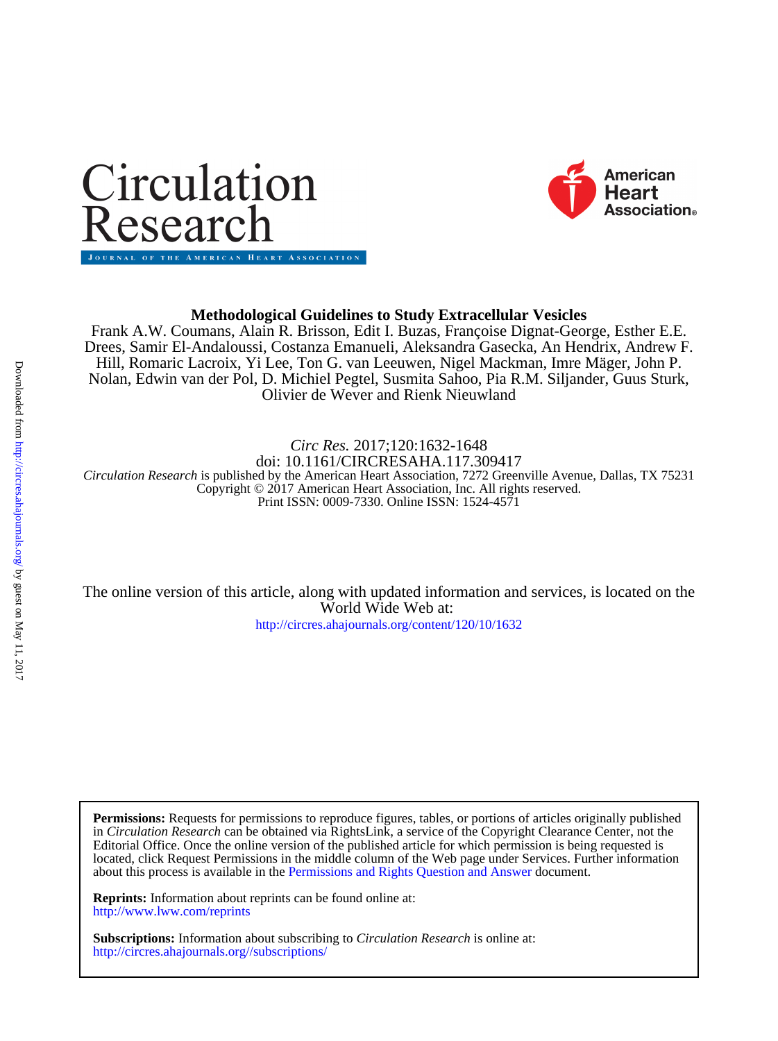# Methodological Guidelines to Study Extracellular Vesicles

Frank A.W. Coumans, Alain R. Brisson, Edit I. Buzas, Françoise Dignat-George, Esther E.E. Drees, Samir El-Andaloussi, Costanza Emanueli, Aleksandra Gasecka, An Hendrix, Andrew F. Hill, Romaric Lacroix, Yi Lee, Ton G. van Leeuwen, Nigel Mackman, Imre Mäger, John P. Nolan, Edwin van der Pol, D. Michiel Pegtel, Susmita Sahoo, Pia R.M. Siljander, Guus Sturk, Olivier de Wever and Rienk Nieuwland

*Circ Res.* 2017;120:1632-1648
doi: 10.1161/CIRCRESAHA.117.309417

*Circulation Research* is published by the American Heart Association, 7272 Greenville Avenue, Dallas, TX 75231
Copyright © 2017 American Heart Association, Inc. All rights reserved.
Print ISSN: 0009-7330. Online ISSN: 1524-4571

The online version of this article, along with updated information and services, is located on the World Wide Web at:
http://circres.ahajournals.org/content/120/10/1632

**Permissions:** Requests for permissions to reproduce figures, tables, or portions of articles originally published in *Circulation Research* can be obtained via RightsLink, a service of the Copyright Clearance Center, not the Editorial Office. Once the online version of the published article for which permission is being requested is located, click Request Permissions in the middle column of the Web page under Services. Further information about this process is available in the Permissions and Rights Question and Answer document.

**Reprints:** Information about reprints can be found online at:
http://www.lww.com/reprints

**Subscriptions:** Information about subscribing to *Circulation Research* is online at:
http://circres.ahajournals.org//subscriptions/